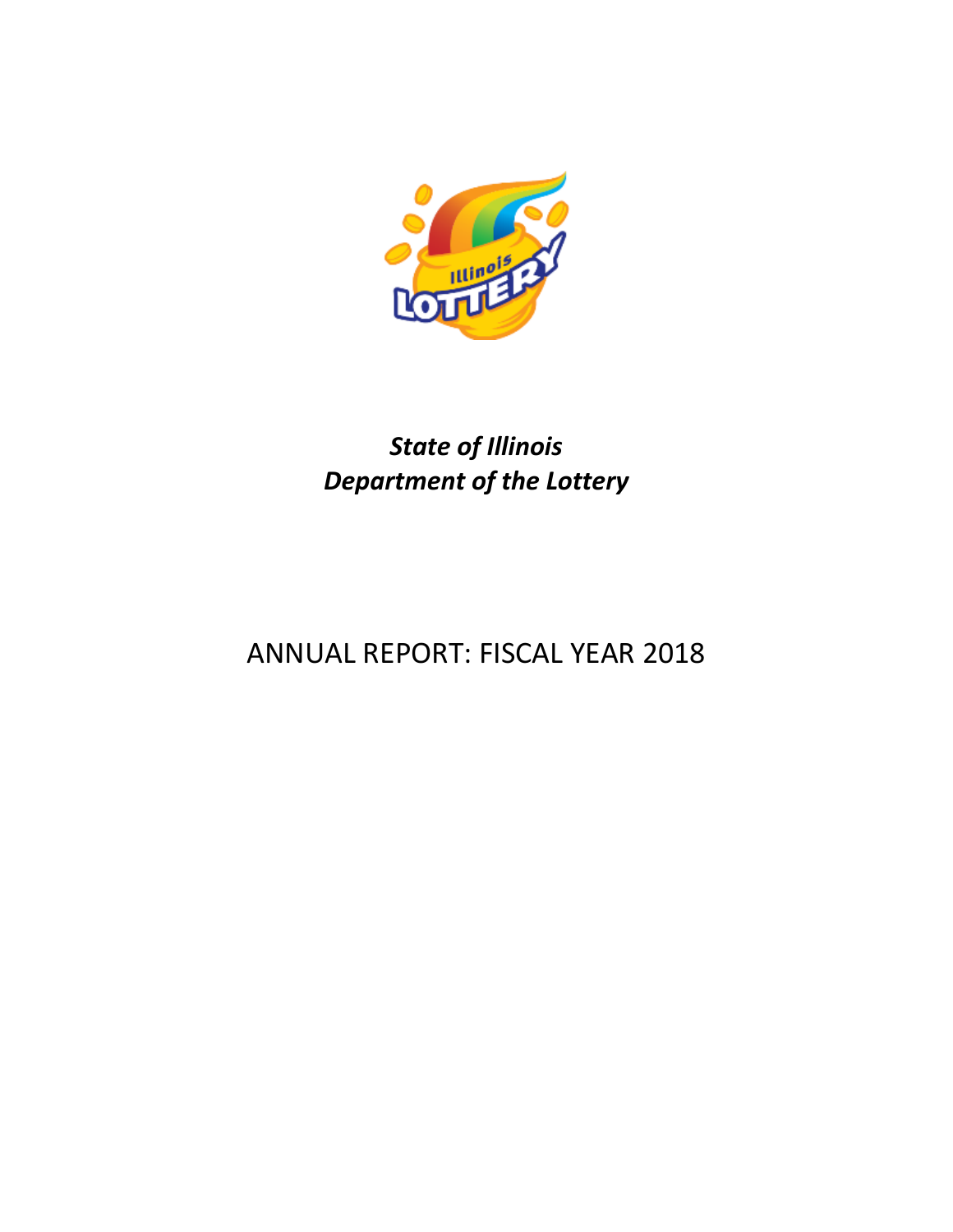*State of Illinois*
*Department of the Lottery*

# ANNUAL REPORT: FISCAL YEAR 2018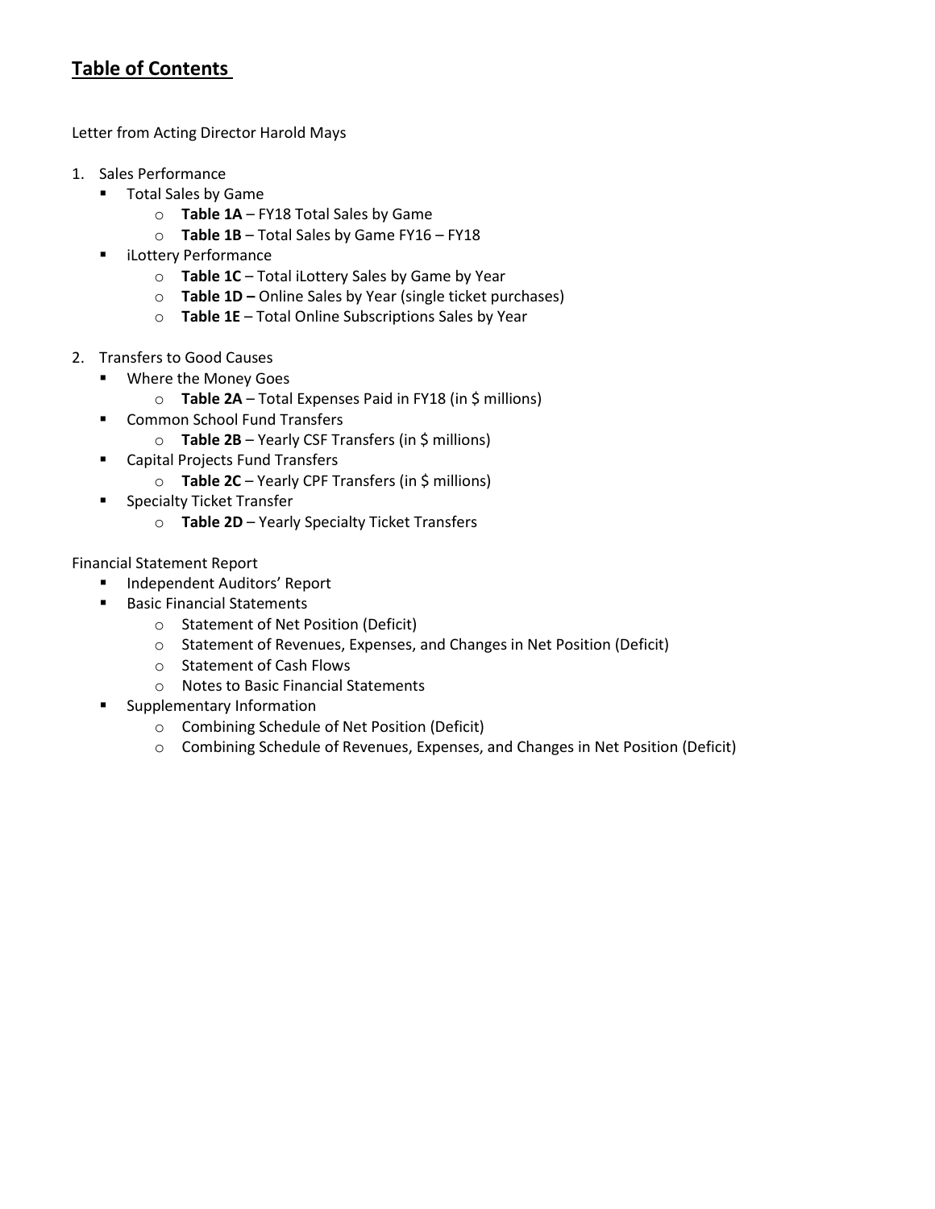# Table of Contents

Letter from Acting Director Harold Mays

1. Sales Performance
   - Total Sales by Game
     - **Table 1A** – FY18 Total Sales by Game
     - **Table 1B** – Total Sales by Game FY16 – FY18
   - iLottery Performance
     - **Table 1C** – Total iLottery Sales by Game by Year
     - **Table 1D –** Online Sales by Year (single ticket purchases)
     - **Table 1E** – Total Online Subscriptions Sales by Year

2. Transfers to Good Causes
   - Where the Money Goes
     - **Table 2A** – Total Expenses Paid in FY18 (in $ millions)
   - Common School Fund Transfers
     - **Table 2B** – Yearly CSF Transfers (in $ millions)
   - Capital Projects Fund Transfers
     - **Table 2C** – Yearly CPF Transfers (in $ millions)
   - Specialty Ticket Transfer
     - **Table 2D** – Yearly Specialty Ticket Transfers

Financial Statement Report
- Independent Auditors' Report
- Basic Financial Statements
  - Statement of Net Position (Deficit)
  - Statement of Revenues, Expenses, and Changes in Net Position (Deficit)
  - Statement of Cash Flows
  - Notes to Basic Financial Statements
- Supplementary Information
  - Combining Schedule of Net Position (Deficit)
  - Combining Schedule of Revenues, Expenses, and Changes in Net Position (Deficit)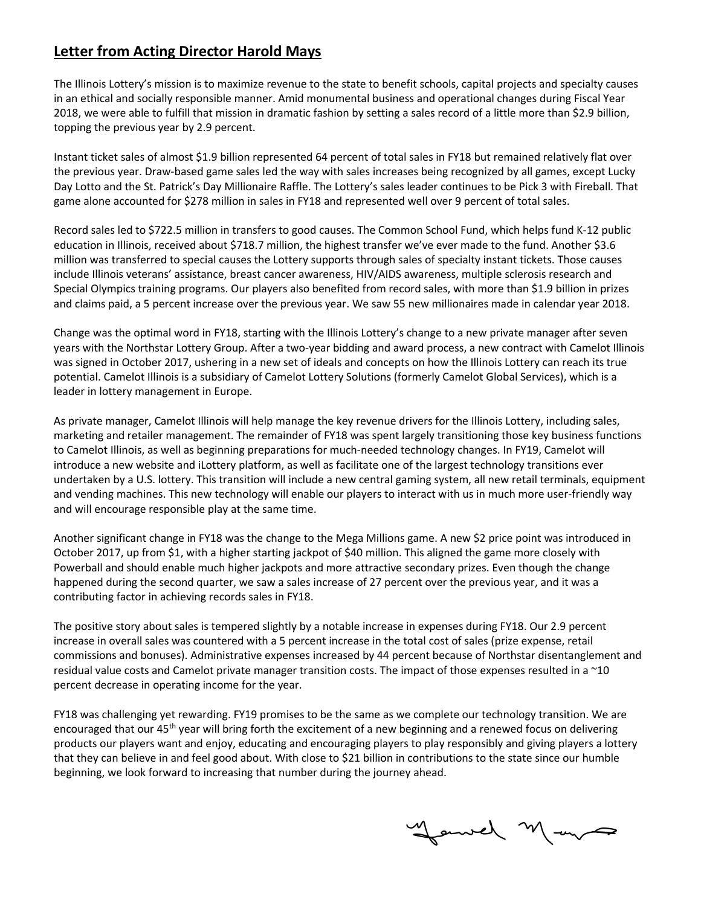## Letter from Acting Director Harold Mays

The Illinois Lottery's mission is to maximize revenue to the state to benefit schools, capital projects and specialty causes in an ethical and socially responsible manner. Amid monumental business and operational changes during Fiscal Year 2018, we were able to fulfill that mission in dramatic fashion by setting a sales record of a little more than $2.9 billion, topping the previous year by 2.9 percent.

Instant ticket sales of almost $1.9 billion represented 64 percent of total sales in FY18 but remained relatively flat over the previous year. Draw-based game sales led the way with sales increases being recognized by all games, except Lucky Day Lotto and the St. Patrick's Day Millionaire Raffle. The Lottery's sales leader continues to be Pick 3 with Fireball. That game alone accounted for $278 million in sales in FY18 and represented well over 9 percent of total sales.

Record sales led to $722.5 million in transfers to good causes. The Common School Fund, which helps fund K-12 public education in Illinois, received about $718.7 million, the highest transfer we've ever made to the fund. Another $3.6 million was transferred to special causes the Lottery supports through sales of specialty instant tickets. Those causes include Illinois veterans' assistance, breast cancer awareness, HIV/AIDS awareness, multiple sclerosis research and Special Olympics training programs. Our players also benefited from record sales, with more than $1.9 billion in prizes and claims paid, a 5 percent increase over the previous year. We saw 55 new millionaires made in calendar year 2018.

Change was the optimal word in FY18, starting with the Illinois Lottery's change to a new private manager after seven years with the Northstar Lottery Group. After a two-year bidding and award process, a new contract with Camelot Illinois was signed in October 2017, ushering in a new set of ideals and concepts on how the Illinois Lottery can reach its true potential. Camelot Illinois is a subsidiary of Camelot Lottery Solutions (formerly Camelot Global Services), which is a leader in lottery management in Europe.

As private manager, Camelot Illinois will help manage the key revenue drivers for the Illinois Lottery, including sales, marketing and retailer management. The remainder of FY18 was spent largely transitioning those key business functions to Camelot Illinois, as well as beginning preparations for much-needed technology changes. In FY19, Camelot will introduce a new website and iLottery platform, as well as facilitate one of the largest technology transitions ever undertaken by a U.S. lottery. This transition will include a new central gaming system, all new retail terminals, equipment and vending machines. This new technology will enable our players to interact with us in much more user-friendly way and will encourage responsible play at the same time.

Another significant change in FY18 was the change to the Mega Millions game. A new $2 price point was introduced in October 2017, up from $1, with a higher starting jackpot of $40 million. This aligned the game more closely with Powerball and should enable much higher jackpots and more attractive secondary prizes. Even though the change happened during the second quarter, we saw a sales increase of 27 percent over the previous year, and it was a contributing factor in achieving records sales in FY18.

The positive story about sales is tempered slightly by a notable increase in expenses during FY18. Our 2.9 percent increase in overall sales was countered with a 5 percent increase in the total cost of sales (prize expense, retail commissions and bonuses). Administrative expenses increased by 44 percent because of Northstar disentanglement and residual value costs and Camelot private manager transition costs. The impact of those expenses resulted in a ~10 percent decrease in operating income for the year.

FY18 was challenging yet rewarding. FY19 promises to be the same as we complete our technology transition. We are encouraged that our 45th year will bring forth the excitement of a new beginning and a renewed focus on delivering products our players want and enjoy, educating and encouraging players to play responsibly and giving players a lottery that they can believe in and feel good about. With close to $21 billion in contributions to the state since our humble beginning, we look forward to increasing that number during the journey ahead.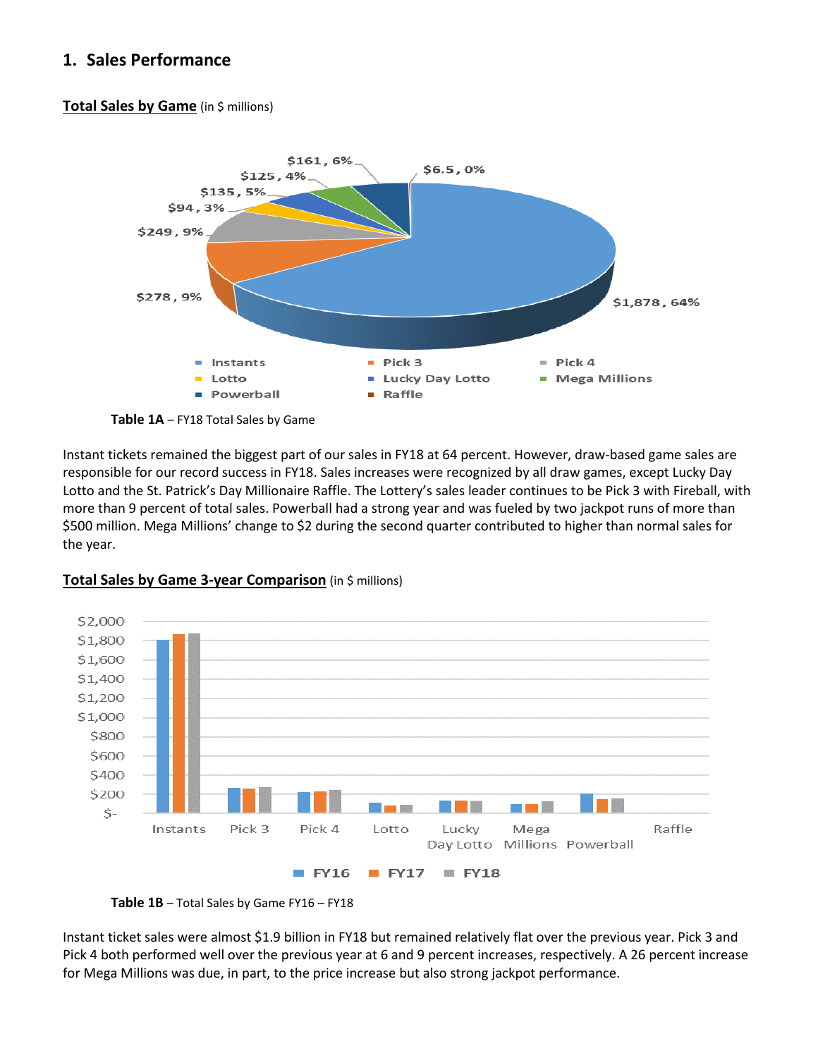## 1. Sales Performance

**Total Sales by Game** (in $ millions)

Table 1A – FY18 Total Sales by Game

Instant tickets remained the biggest part of our sales in FY18 at 64 percent. However, draw-based game sales are responsible for our record success in FY18. Sales increases were recognized by all draw games, except Lucky Day Lotto and the St. Patrick's Day Millionaire Raffle. The Lottery's sales leader continues to be Pick 3 with Fireball, with more than 9 percent of total sales. Powerball had a strong year and was fueled by two jackpot runs of more than $500 million. Mega Millions' change to $2 during the second quarter contributed to higher than normal sales for the year.

**Total Sales by Game 3-year Comparison** (in $ millions)

Table 1B – Total Sales by Game FY16 – FY18

Instant ticket sales were almost $1.9 billion in FY18 but remained relatively flat over the previous year. Pick 3 and Pick 4 both performed well over the previous year at 6 and 9 percent increases, respectively. A 26 percent increase for Mega Millions was due, in part, to the price increase but also strong jackpot performance.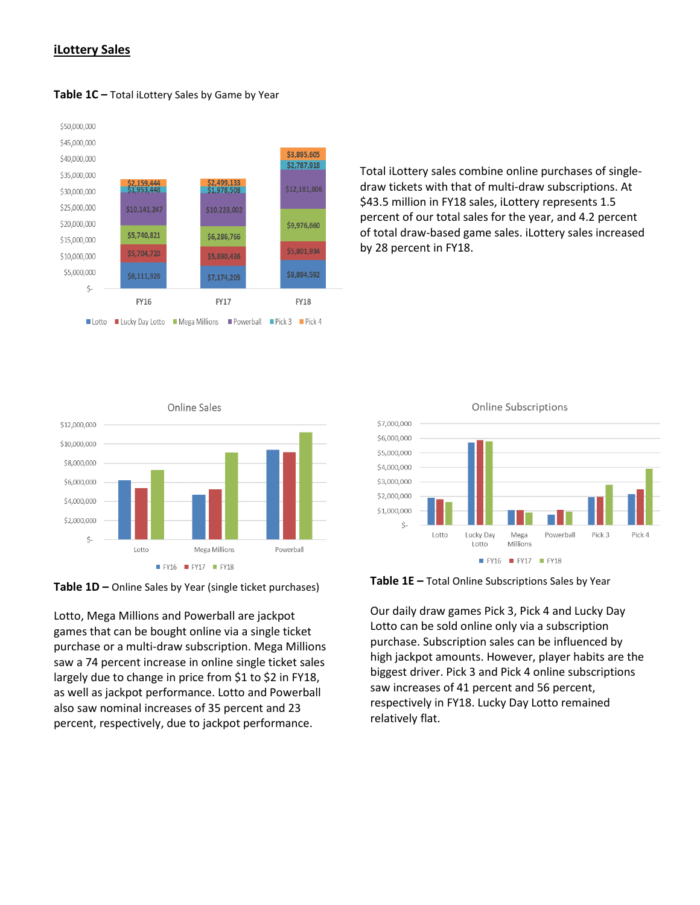## iLottery Sales

**Table 1C –** Total iLottery Sales by Game by Year

| | FY16 | FY17 | FY18 |
|---|---|---|---|
| Lotto | $8,111,926 | $7,174,205 | $8,894,592 |
| Lucky Day Lotto | $5,704,720 | $5,890,436 | $5,801,934 |
| Mega Millions | $5,740,821 | $6,286,766 | $9,976,660 |
| Powerball | $10,141,247 | $10,223,002 | $12,181,806 |
| Pick 3 | $1,953,448 | $1,978,508 | $2,787,918 |
| Pick 4 | $2,159,444 | $2,499,133 | $3,895,605 |

Total iLottery sales combine online purchases of single-draw tickets with that of multi-draw subscriptions. At $43.5 million in FY18 sales, iLottery represents 1.5 percent of our total sales for the year, and 4.2 percent of total draw-based game sales. iLottery sales increased by 28 percent in FY18.

**Table 1D –** Online Sales by Year (single ticket purchases)

Lotto, Mega Millions and Powerball are jackpot games that can be bought online via a single ticket purchase or a multi-draw subscription. Mega Millions saw a 74 percent increase in online single ticket sales largely due to change in price from $1 to $2 in FY18, as well as jackpot performance. Lotto and Powerball also saw nominal increases of 35 percent and 23 percent, respectively, due to jackpot performance.

**Table 1E –** Total Online Subscriptions Sales by Year

Our daily draw games Pick 3, Pick 4 and Lucky Day Lotto can be sold online only via a subscription purchase. Subscription sales can be influenced by high jackpot amounts. However, player habits are the biggest driver. Pick 3 and Pick 4 online subscriptions saw increases of 41 percent and 56 percent, respectively in FY18. Lucky Day Lotto remained relatively flat.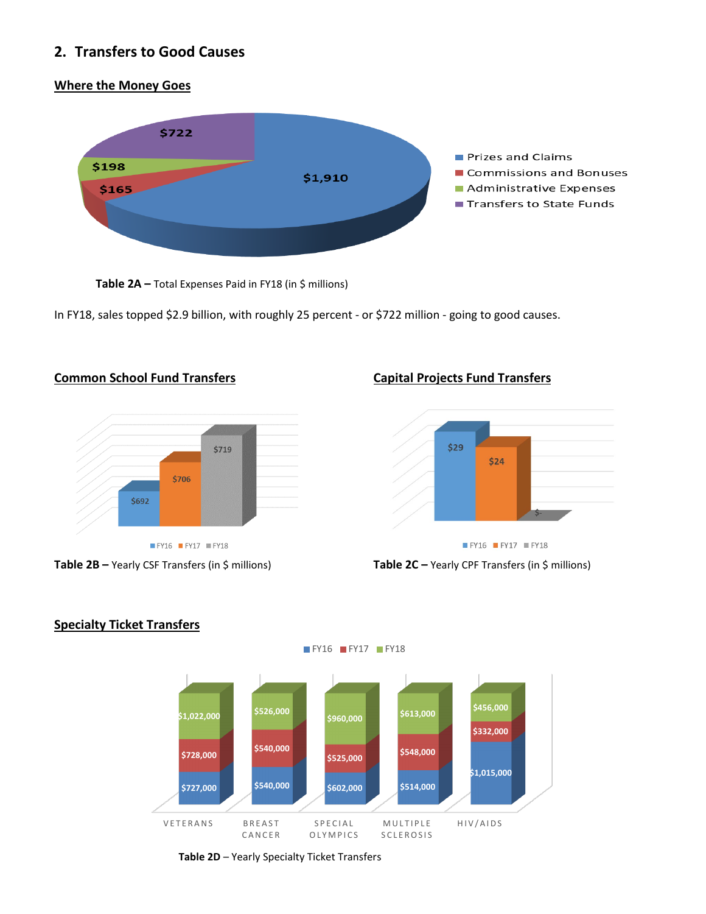## 2. Transfers to Good Causes

### Where the Money Goes

| Category | Amount |
|---|---|
| Prizes and Claims | $1,910 |
| Commissions and Bonuses | $165 |
| Administrative Expenses | $198 |
| Transfers to State Funds | $722 |

**Table 2A –** Total Expenses Paid in FY18 (in $ millions)

In FY18, sales topped $2.9 billion, with roughly 25 percent - or $722 million - going to good causes.

### Common School Fund Transfers

| FY16 | FY17 | FY18 |
|---|---|---|
| $692 | $706 | $719 |

**Table 2B –** Yearly CSF Transfers (in $ millions)

### Capital Projects Fund Transfers

| FY16 | FY17 | FY18 |
|---|---|---|
| $29 | $24 | $- |

**Table 2C –** Yearly CPF Transfers (in $ millions)

### Specialty Ticket Transfers

| | FY16 | FY17 | FY18 |
|---|---|---|---|
| VETERANS | $727,000 | $728,000 | $1,022,000 |
| BREAST CANCER | $540,000 | $540,000 | $526,000 |
| SPECIAL OLYMPICS | $602,000 | $525,000 | $960,000 |
| MULTIPLE SCLEROSIS | $514,000 | $548,000 | $613,000 |
| HIV/AIDS | $1,015,000 | $332,000 | $456,000 |

**Table 2D** – Yearly Specialty Ticket Transfers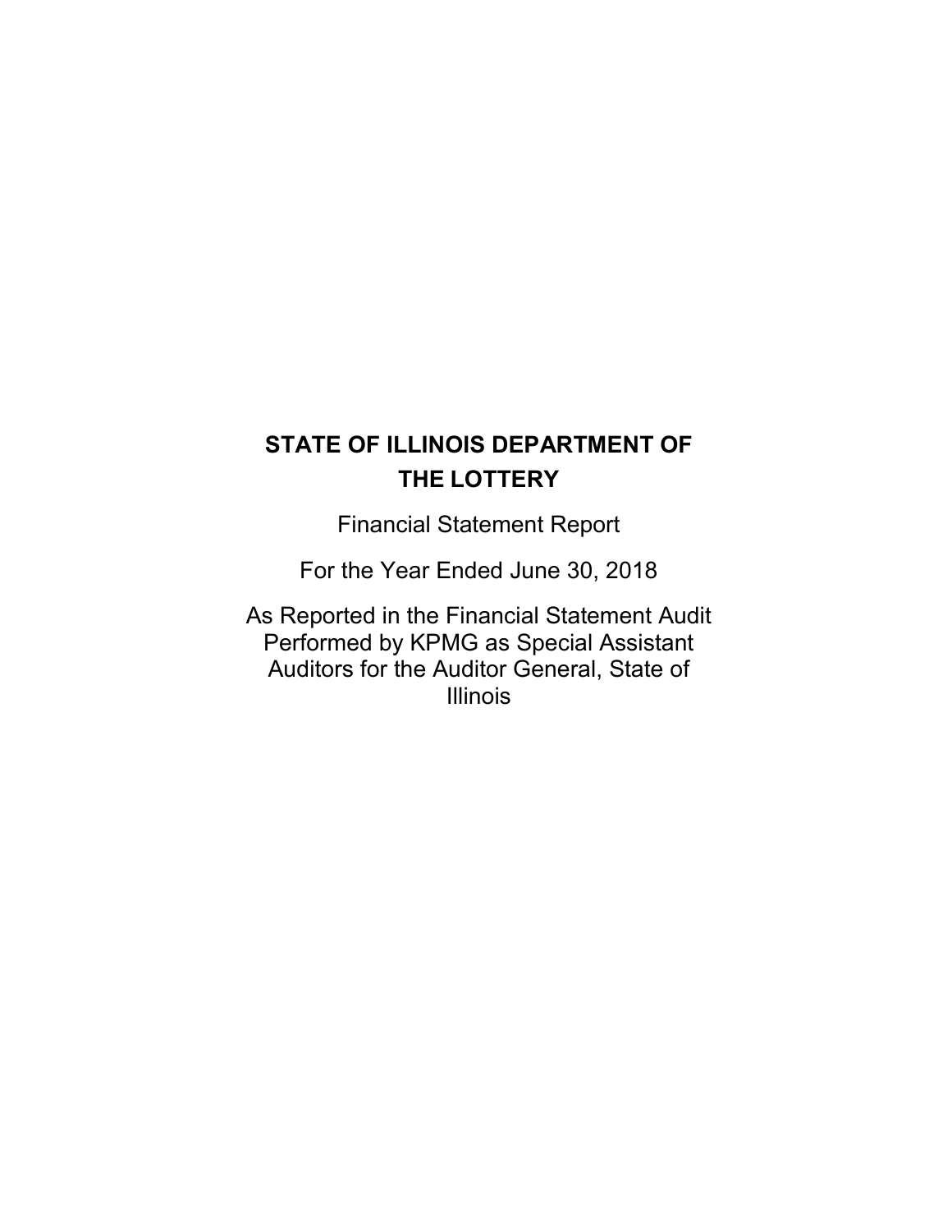# STATE OF ILLINOIS DEPARTMENT OF THE LOTTERY

Financial Statement Report

For the Year Ended June 30, 2018

As Reported in the Financial Statement Audit Performed by KPMG as Special Assistant Auditors for the Auditor General, State of Illinois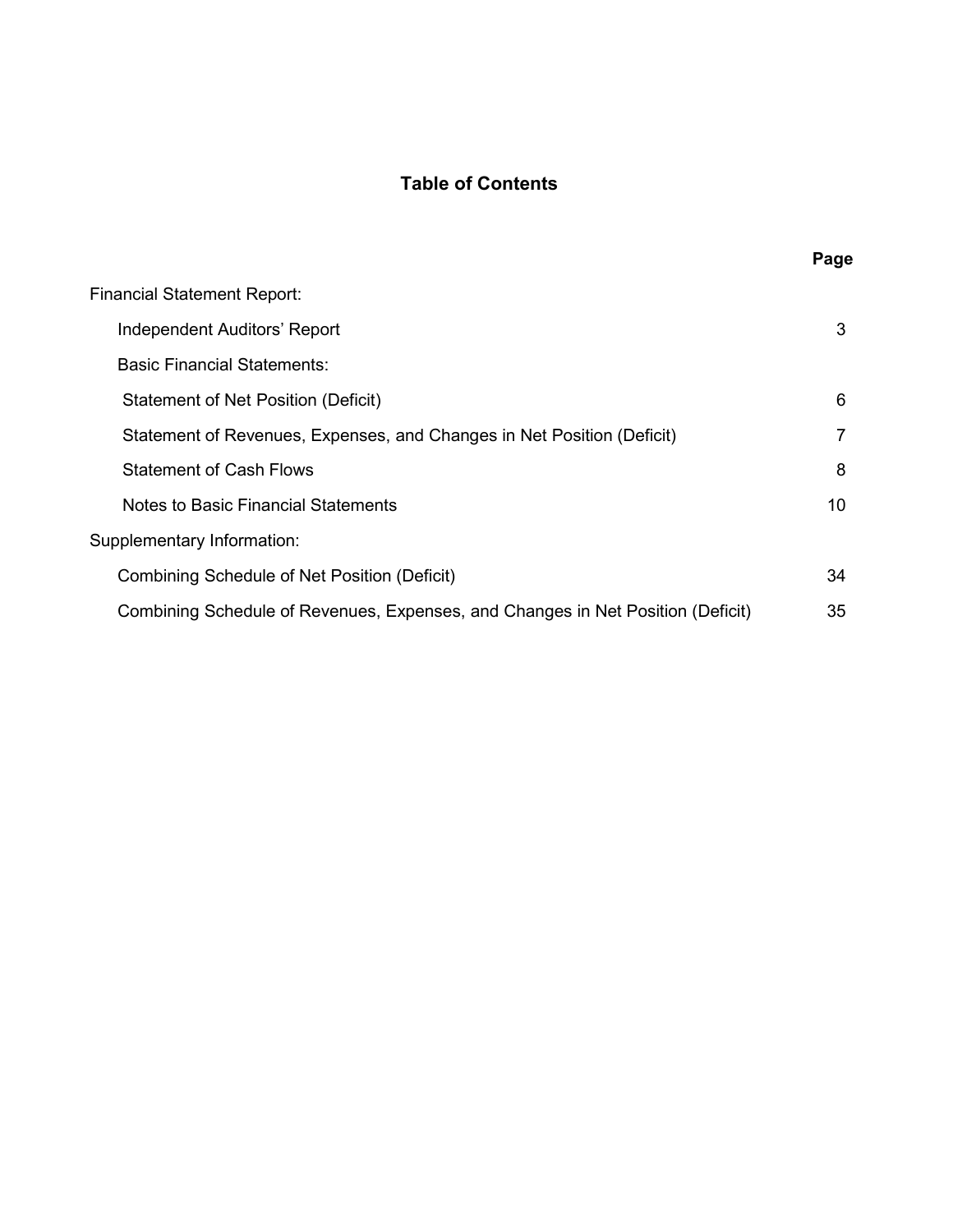## Table of Contents

| | Page |
|---|---|
| Financial Statement Report: | |
| Independent Auditors' Report | 3 |
| Basic Financial Statements: | |
| Statement of Net Position (Deficit) | 6 |
| Statement of Revenues, Expenses, and Changes in Net Position (Deficit) | 7 |
| Statement of Cash Flows | 8 |
| Notes to Basic Financial Statements | 10 |
| Supplementary Information: | |
| Combining Schedule of Net Position (Deficit) | 34 |
| Combining Schedule of Revenues, Expenses, and Changes in Net Position (Deficit) | 35 |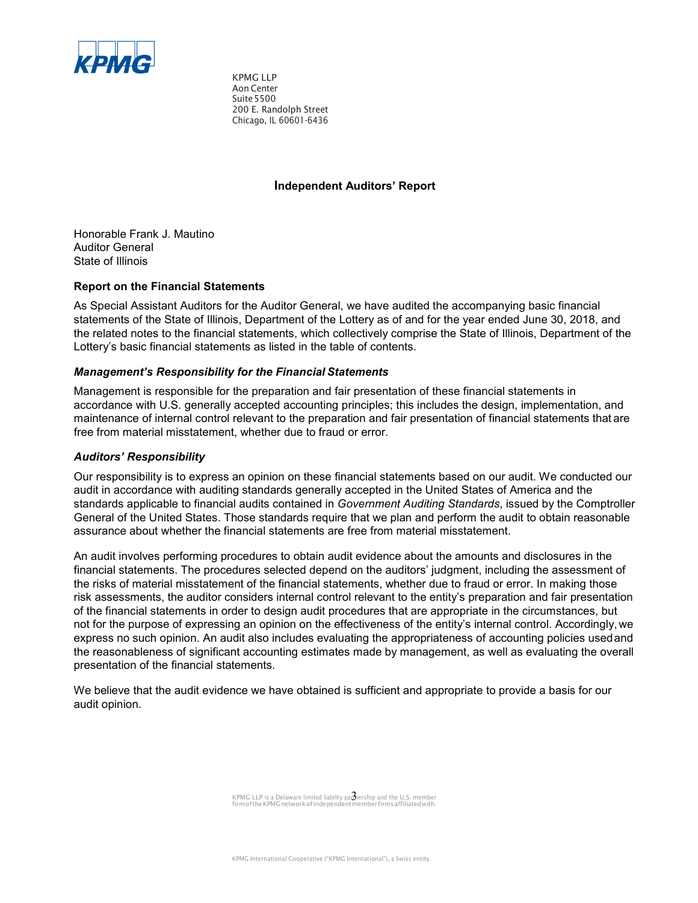KPMG LLP
Aon Center
Suite 5500
200 E. Randolph Street
Chicago, IL 60601-6436

## Independent Auditors' Report

Honorable Frank J. Mautino
Auditor General
State of Illinois

### Report on the Financial Statements

As Special Assistant Auditors for the Auditor General, we have audited the accompanying basic financial statements of the State of Illinois, Department of the Lottery as of and for the year ended June 30, 2018, and the related notes to the financial statements, which collectively comprise the State of Illinois, Department of the Lottery's basic financial statements as listed in the table of contents.

#### *Management's Responsibility for the Financial Statements*

Management is responsible for the preparation and fair presentation of these financial statements in accordance with U.S. generally accepted accounting principles; this includes the design, implementation, and maintenance of internal control relevant to the preparation and fair presentation of financial statements that are free from material misstatement, whether due to fraud or error.

#### *Auditors' Responsibility*

Our responsibility is to express an opinion on these financial statements based on our audit. We conducted our audit in accordance with auditing standards generally accepted in the United States of America and the standards applicable to financial audits contained in *Government Auditing Standards*, issued by the Comptroller General of the United States. Those standards require that we plan and perform the audit to obtain reasonable assurance about whether the financial statements are free from material misstatement.

An audit involves performing procedures to obtain audit evidence about the amounts and disclosures in the financial statements. The procedures selected depend on the auditors' judgment, including the assessment of the risks of material misstatement of the financial statements, whether due to fraud or error. In making those risk assessments, the auditor considers internal control relevant to the entity's preparation and fair presentation of the financial statements in order to design audit procedures that are appropriate in the circumstances, but not for the purpose of expressing an opinion on the effectiveness of the entity's internal control. Accordingly, we express no such opinion. An audit also includes evaluating the appropriateness of accounting policies used and the reasonableness of significant accounting estimates made by management, as well as evaluating the overall presentation of the financial statements.

We believe that the audit evidence we have obtained is sufficient and appropriate to provide a basis for our audit opinion.

KPMG LLP is a Delaware limited liability partnership and the U.S. member firm of the KPMG network of independent member firms affiliated with KPMG International Cooperative ("KPMG International"), a Swiss entity.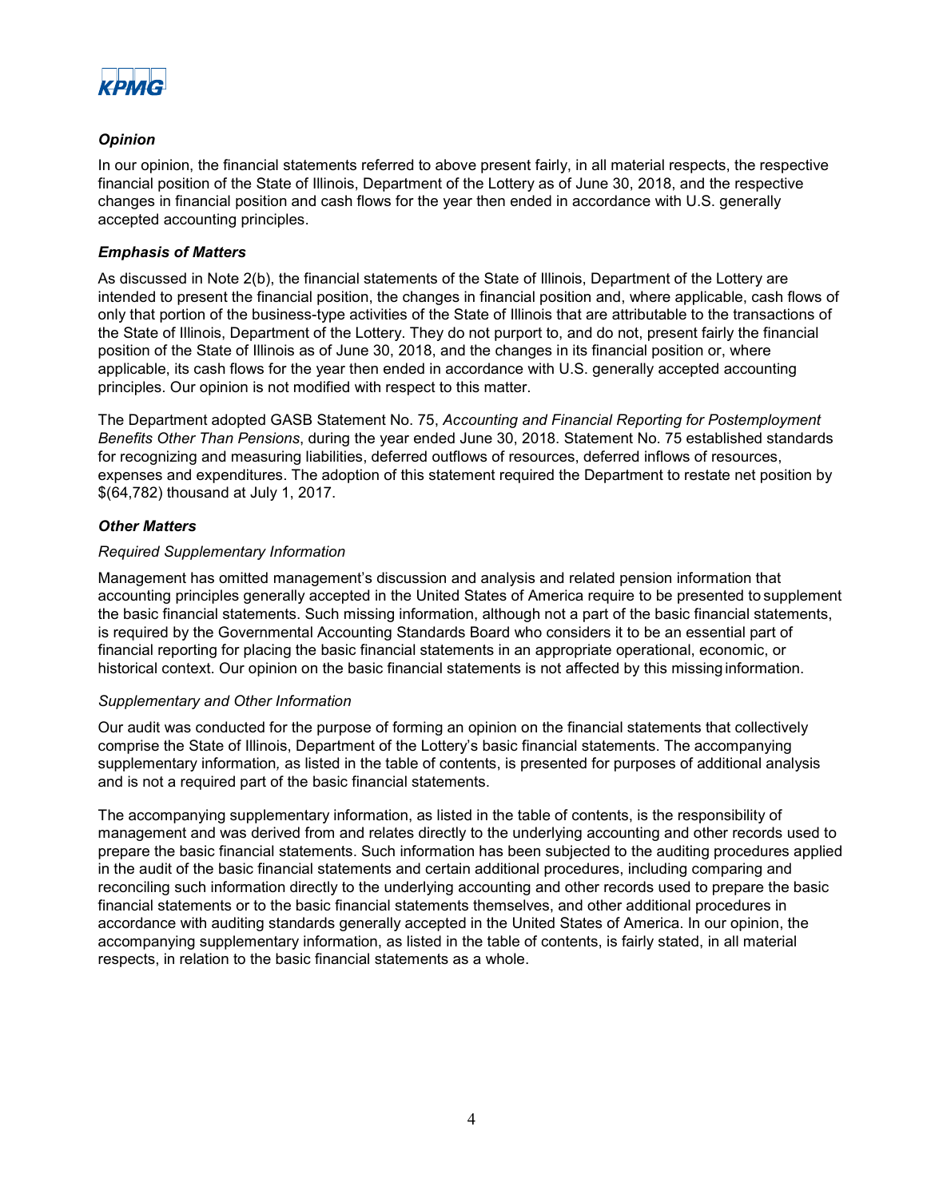### *Opinion*

In our opinion, the financial statements referred to above present fairly, in all material respects, the respective financial position of the State of Illinois, Department of the Lottery as of June 30, 2018, and the respective changes in financial position and cash flows for the year then ended in accordance with U.S. generally accepted accounting principles.

### *Emphasis of Matters*

As discussed in Note 2(b), the financial statements of the State of Illinois, Department of the Lottery are intended to present the financial position, the changes in financial position and, where applicable, cash flows of only that portion of the business-type activities of the State of Illinois that are attributable to the transactions of the State of Illinois, Department of the Lottery. They do not purport to, and do not, present fairly the financial position of the State of Illinois as of June 30, 2018, and the changes in its financial position or, where applicable, its cash flows for the year then ended in accordance with U.S. generally accepted accounting principles. Our opinion is not modified with respect to this matter.

The Department adopted GASB Statement No. 75, *Accounting and Financial Reporting for Postemployment Benefits Other Than Pensions*, during the year ended June 30, 2018. Statement No. 75 established standards for recognizing and measuring liabilities, deferred outflows of resources, deferred inflows of resources, expenses and expenditures. The adoption of this statement required the Department to restate net position by $(64,782) thousand at July 1, 2017.

### *Other Matters*

*Required Supplementary Information*

Management has omitted management's discussion and analysis and related pension information that accounting principles generally accepted in the United States of America require to be presented to supplement the basic financial statements. Such missing information, although not a part of the basic financial statements, is required by the Governmental Accounting Standards Board who considers it to be an essential part of financial reporting for placing the basic financial statements in an appropriate operational, economic, or historical context. Our opinion on the basic financial statements is not affected by this missing information.

*Supplementary and Other Information*

Our audit was conducted for the purpose of forming an opinion on the financial statements that collectively comprise the State of Illinois, Department of the Lottery's basic financial statements. The accompanying supplementary information*,* as listed in the table of contents, is presented for purposes of additional analysis and is not a required part of the basic financial statements.

The accompanying supplementary information, as listed in the table of contents, is the responsibility of management and was derived from and relates directly to the underlying accounting and other records used to prepare the basic financial statements. Such information has been subjected to the auditing procedures applied in the audit of the basic financial statements and certain additional procedures, including comparing and reconciling such information directly to the underlying accounting and other records used to prepare the basic financial statements or to the basic financial statements themselves, and other additional procedures in accordance with auditing standards generally accepted in the United States of America. In our opinion, the accompanying supplementary information, as listed in the table of contents, is fairly stated, in all material respects, in relation to the basic financial statements as a whole.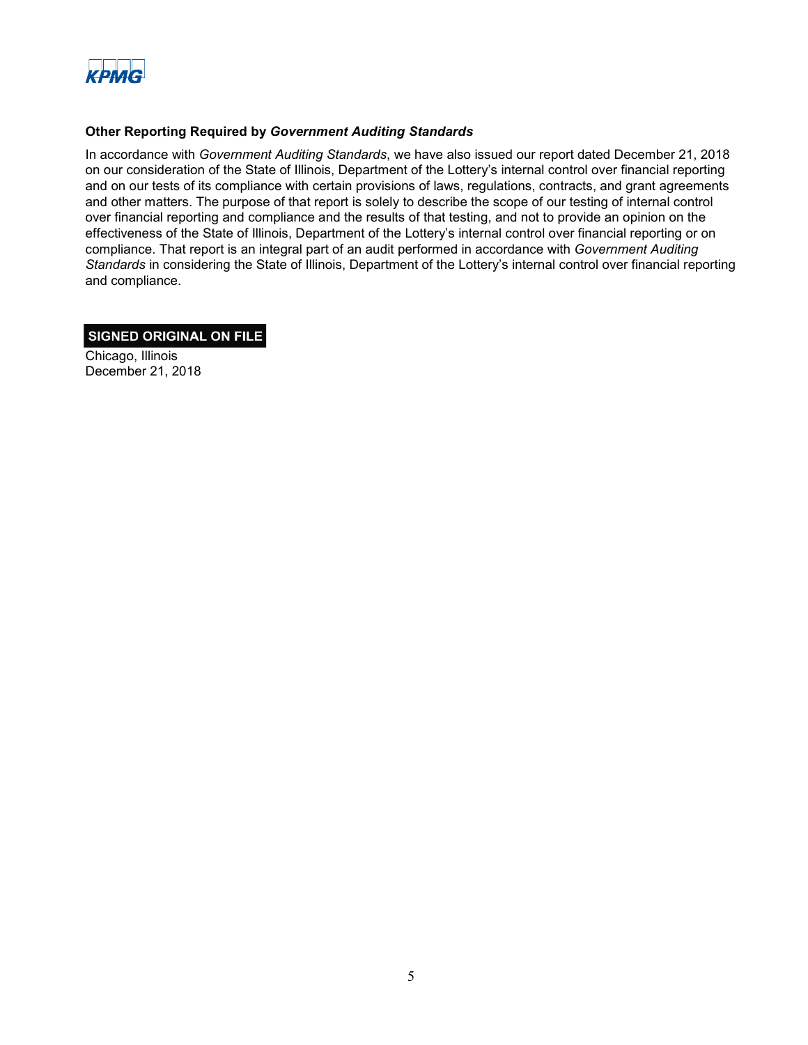KPMG

### Other Reporting Required by *Government Auditing Standards*

In accordance with *Government Auditing Standards*, we have also issued our report dated December 21, 2018 on our consideration of the State of Illinois, Department of the Lottery's internal control over financial reporting and on our tests of its compliance with certain provisions of laws, regulations, contracts, and grant agreements and other matters. The purpose of that report is solely to describe the scope of our testing of internal control over financial reporting and compliance and the results of that testing, and not to provide an opinion on the effectiveness of the State of Illinois, Department of the Lottery's internal control over financial reporting or on compliance. That report is an integral part of an audit performed in accordance with *Government Auditing Standards* in considering the State of Illinois, Department of the Lottery's internal control over financial reporting and compliance.

**SIGNED ORIGINAL ON FILE**

Chicago, Illinois
December 21, 2018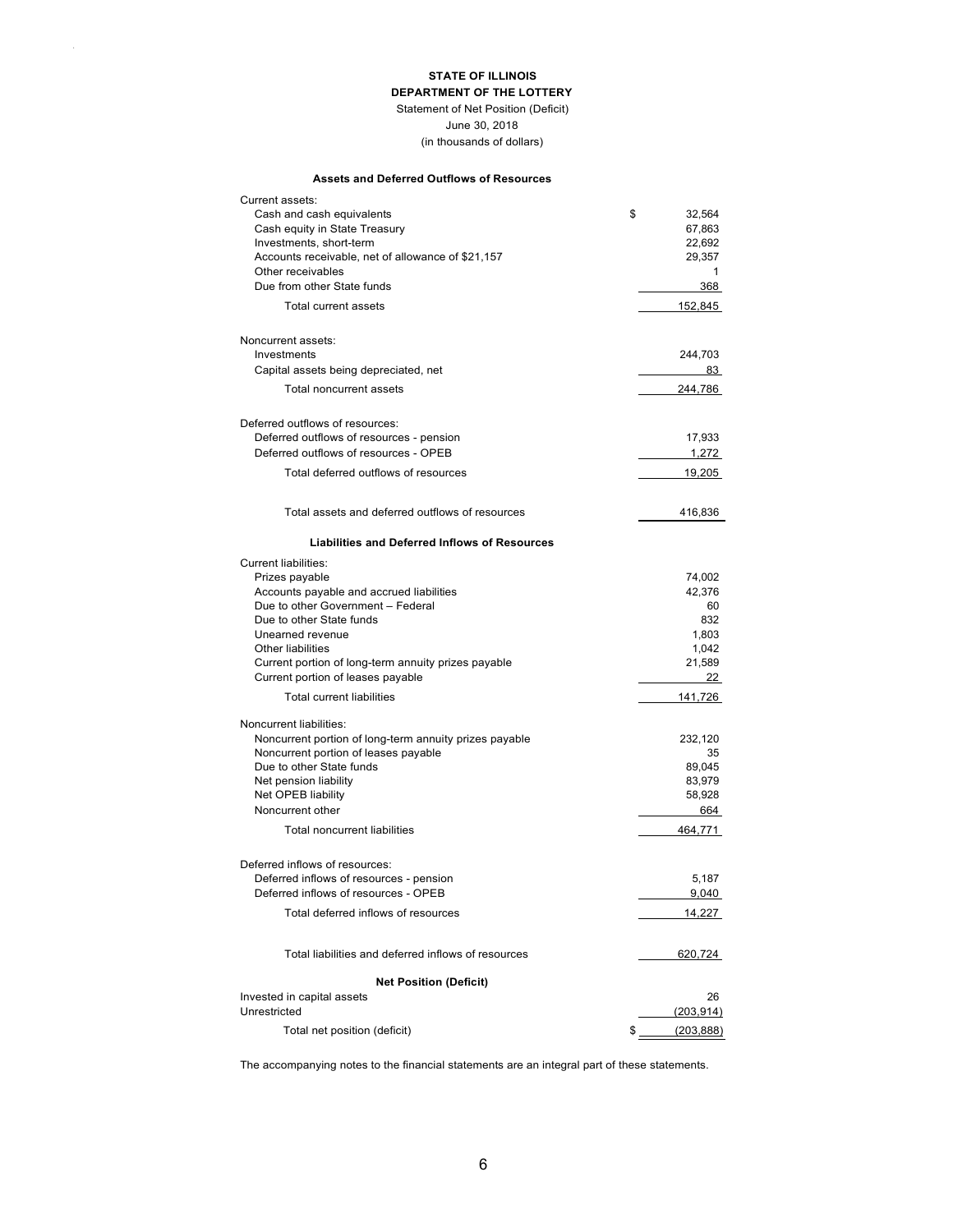**STATE OF ILLINOIS**
**DEPARTMENT OF THE LOTTERY**
Statement of Net Position (Deficit)
June 30, 2018
(in thousands of dollars)

**Assets and Deferred Outflows of Resources**

| | |
|---|---|
| Current assets: | |
| Cash and cash equivalents | $ 32,564 |
| Cash equity in State Treasury | 67,863 |
| Investments, short-term | 22,692 |
| Accounts receivable, net of allowance of $21,157 | 29,357 |
| Other receivables | 1 |
| Due from other State funds | 368 |
| Total current assets | 152,845 |
| Noncurrent assets: | |
| Investments | 244,703 |
| Capital assets being depreciated, net | 83 |
| Total noncurrent assets | 244,786 |
| Deferred outflows of resources: | |
| Deferred outflows of resources - pension | 17,933 |
| Deferred outflows of resources - OPEB | 1,272 |
| Total deferred outflows of resources | 19,205 |
| Total assets and deferred outflows of resources | 416,836 |

**Liabilities and Deferred Inflows of Resources**

| | |
|---|---|
| Current liabilities: | |
| Prizes payable | 74,002 |
| Accounts payable and accrued liabilities | 42,376 |
| Due to other Government – Federal | 60 |
| Due to other State funds | 832 |
| Unearned revenue | 1,803 |
| Other liabilities | 1,042 |
| Current portion of long-term annuity prizes payable | 21,589 |
| Current portion of leases payable | 22 |
| Total current liabilities | 141,726 |
| Noncurrent liabilities: | |
| Noncurrent portion of long-term annuity prizes payable | 232,120 |
| Noncurrent portion of leases payable | 35 |
| Due to other State funds | 89,045 |
| Net pension liability | 83,979 |
| Net OPEB liability | 58,928 |
| Noncurrent other | 664 |
| Total noncurrent liabilities | 464,771 |
| Deferred inflows of resources: | |
| Deferred inflows of resources - pension | 5,187 |
| Deferred inflows of resources - OPEB | 9,040 |
| Total deferred inflows of resources | 14,227 |
| Total liabilities and deferred inflows of resources | 620,724 |

**Net Position (Deficit)**

| | |
|---|---|
| Invested in capital assets | 26 |
| Unrestricted | (203,914) |
| Total net position (deficit) | $ (203,888) |

The accompanying notes to the financial statements are an integral part of these statements.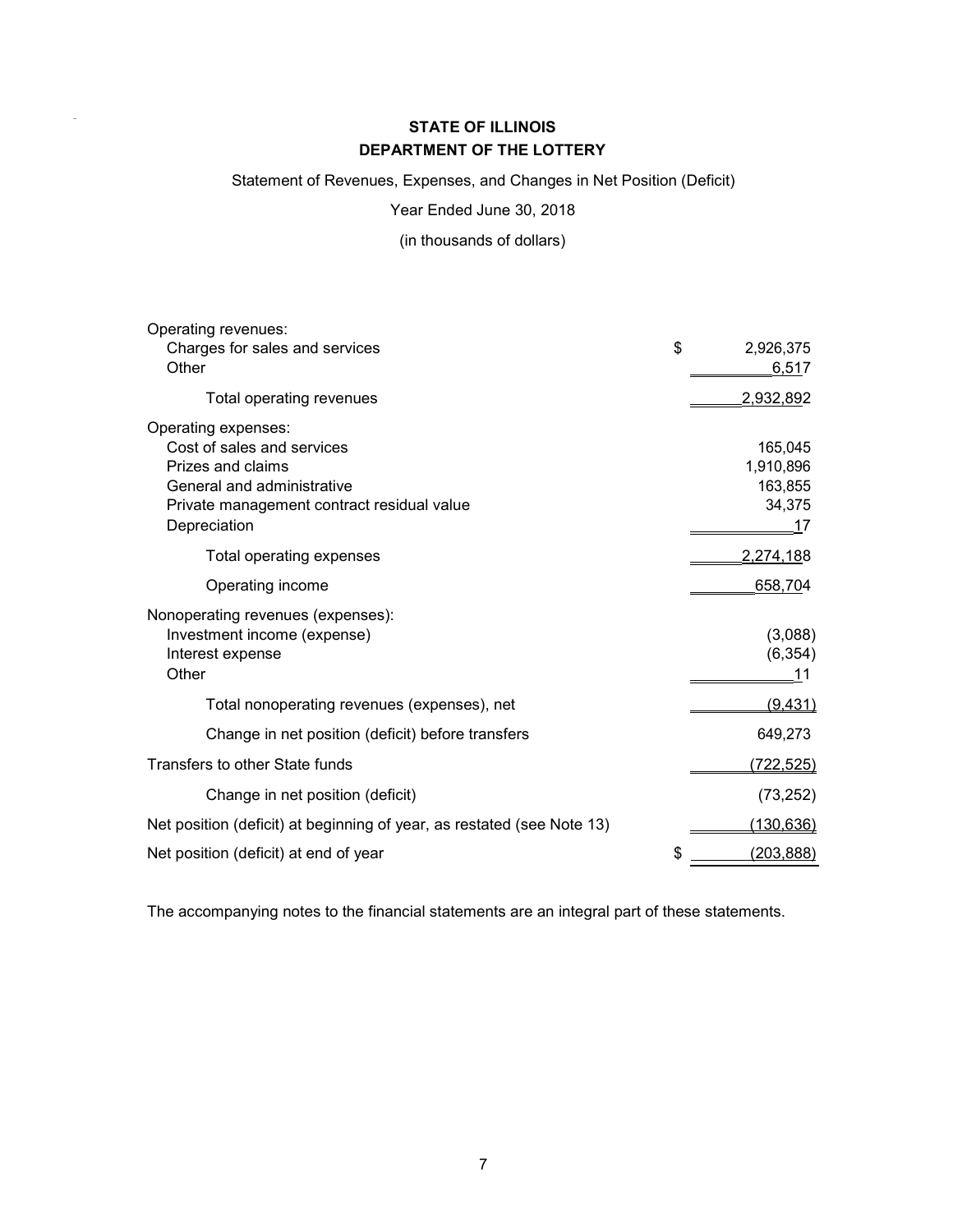**STATE OF ILLINOIS**
**DEPARTMENT OF THE LOTTERY**

Statement of Revenues, Expenses, and Changes in Net Position (Deficit)

Year Ended June 30, 2018

(in thousands of dollars)

| | |
|---|---|
| Operating revenues: | |
| Charges for sales and services | $ 2,926,375 |
| Other | 6,517 |
| Total operating revenues | 2,932,892 |
| Operating expenses: | |
| Cost of sales and services | 165,045 |
| Prizes and claims | 1,910,896 |
| General and administrative | 163,855 |
| Private management contract residual value | 34,375 |
| Depreciation | 17 |
| Total operating expenses | 2,274,188 |
| Operating income | 658,704 |
| Nonoperating revenues (expenses): | |
| Investment income (expense) | (3,088) |
| Interest expense | (6,354) |
| Other | 11 |
| Total nonoperating revenues (expenses), net | (9,431) |
| Change in net position (deficit) before transfers | 649,273 |
| Transfers to other State funds | (722,525) |
| Change in net position (deficit) | (73,252) |
| Net position (deficit) at beginning of year, as restated (see Note 13) | (130,636) |
| Net position (deficit) at end of year | $ (203,888) |

The accompanying notes to the financial statements are an integral part of these statements.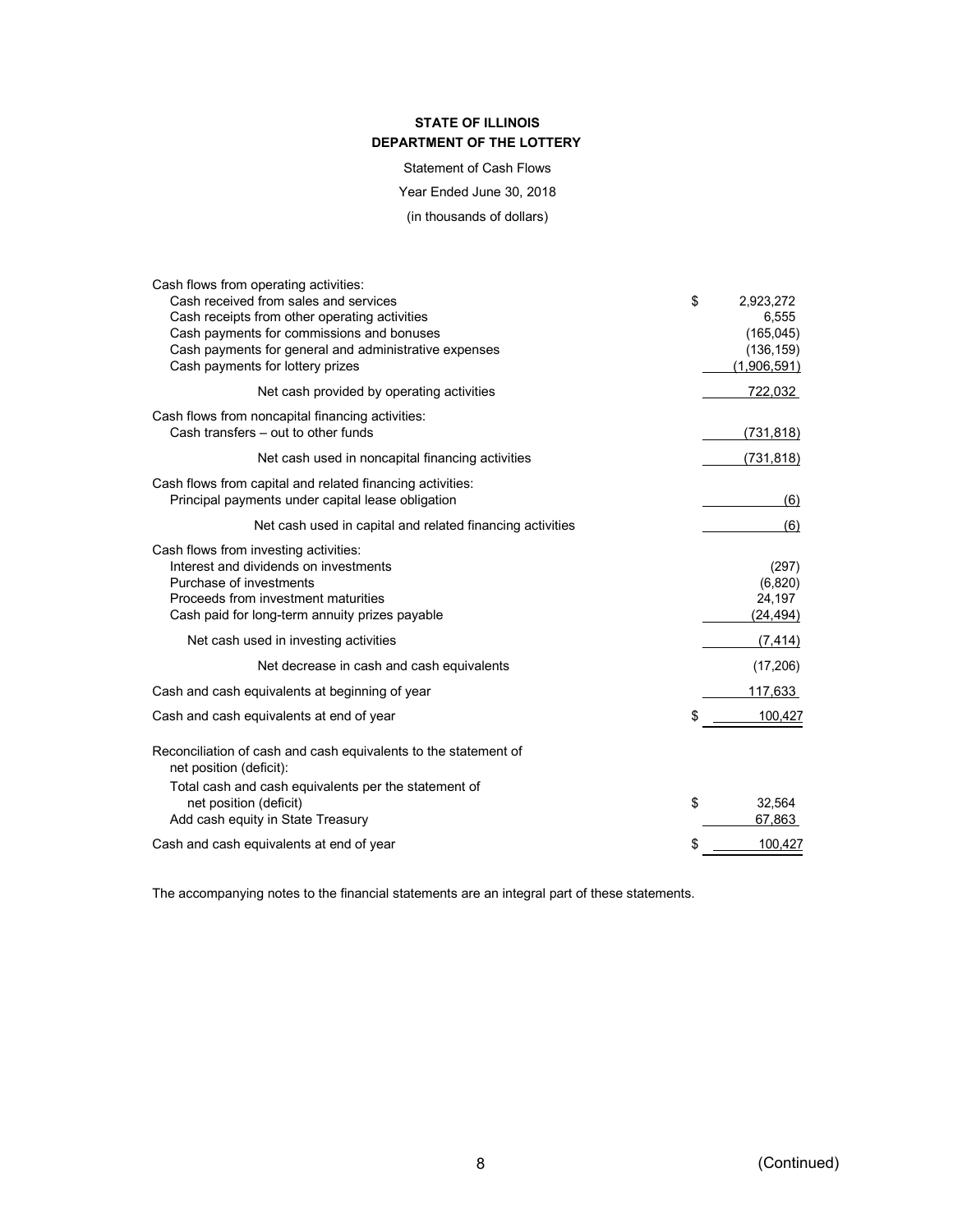**STATE OF ILLINOIS**
**DEPARTMENT OF THE LOTTERY**

Statement of Cash Flows

Year Ended June 30, 2018

(in thousands of dollars)

| | |
|---|---|
| Cash flows from operating activities: | |
| Cash received from sales and services | $ 2,923,272 |
| Cash receipts from other operating activities | 6,555 |
| Cash payments for commissions and bonuses | (165,045) |
| Cash payments for general and administrative expenses | (136,159) |
| Cash payments for lottery prizes | (1,906,591) |
| Net cash provided by operating activities | 722,032 |
| Cash flows from noncapital financing activities: | |
| Cash transfers – out to other funds | (731,818) |
| Net cash used in noncapital financing activities | (731,818) |
| Cash flows from capital and related financing activities: | |
| Principal payments under capital lease obligation | (6) |
| Net cash used in capital and related financing activities | (6) |
| Cash flows from investing activities: | |
| Interest and dividends on investments | (297) |
| Purchase of investments | (6,820) |
| Proceeds from investment maturities | 24,197 |
| Cash paid for long-term annuity prizes payable | (24,494) |
| Net cash used in investing activities | (7,414) |
| Net decrease in cash and cash equivalents | (17,206) |
| Cash and cash equivalents at beginning of year | 117,633 |
| Cash and cash equivalents at end of year | $ 100,427 |
| Reconciliation of cash and cash equivalents to the statement of net position (deficit): | |
| Total cash and cash equivalents per the statement of net position (deficit) | $ 32,564 |
| Add cash equity in State Treasury | 67,863 |
| Cash and cash equivalents at end of year | $ 100,427 |

The accompanying notes to the financial statements are an integral part of these statements.

(Continued)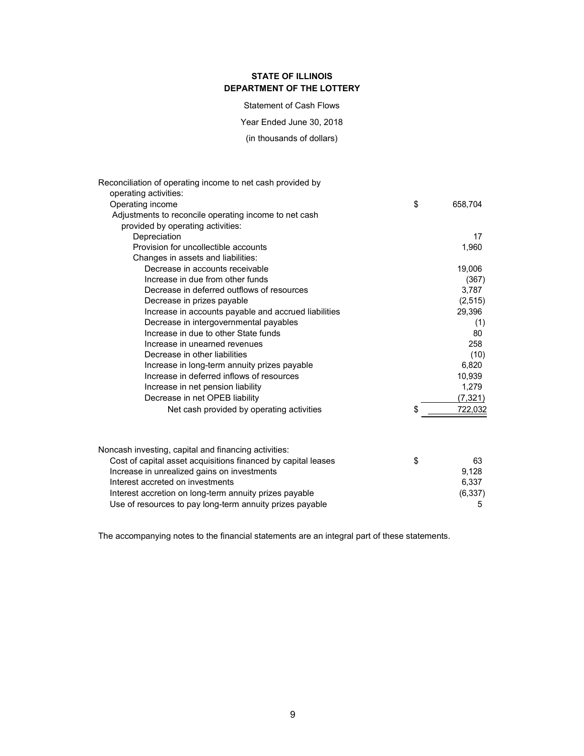**STATE OF ILLINOIS**
**DEPARTMENT OF THE LOTTERY**

Statement of Cash Flows

Year Ended June 30, 2018

(in thousands of dollars)

| | |
|---|---|
| Reconciliation of operating income to net cash provided by operating activities: | |
| Operating income | $ 658,704 |
| Adjustments to reconcile operating income to net cash provided by operating activities: | |
| Depreciation | 17 |
| Provision for uncollectible accounts | 1,960 |
| Changes in assets and liabilities: | |
| Decrease in accounts receivable | 19,006 |
| Increase in due from other funds | (367) |
| Decrease in deferred outflows of resources | 3,787 |
| Decrease in prizes payable | (2,515) |
| Increase in accounts payable and accrued liabilities | 29,396 |
| Decrease in intergovernmental payables | (1) |
| Increase in due to other State funds | 80 |
| Increase in unearned revenues | 258 |
| Decrease in other liabilities | (10) |
| Increase in long-term annuity prizes payable | 6,820 |
| Increase in deferred inflows of resources | 10,939 |
| Increase in net pension liability | 1,279 |
| Decrease in net OPEB liability | (7,321) |
| Net cash provided by operating activities | $ 722,032 |

| | |
|---|---|
| Noncash investing, capital and financing activities: | |
| Cost of capital asset acquisitions financed by capital leases | $ 63 |
| Increase in unrealized gains on investments | 9,128 |
| Interest accreted on investments | 6,337 |
| Interest accretion on long-term annuity prizes payable | (6,337) |
| Use of resources to pay long-term annuity prizes payable | 5 |

The accompanying notes to the financial statements are an integral part of these statements.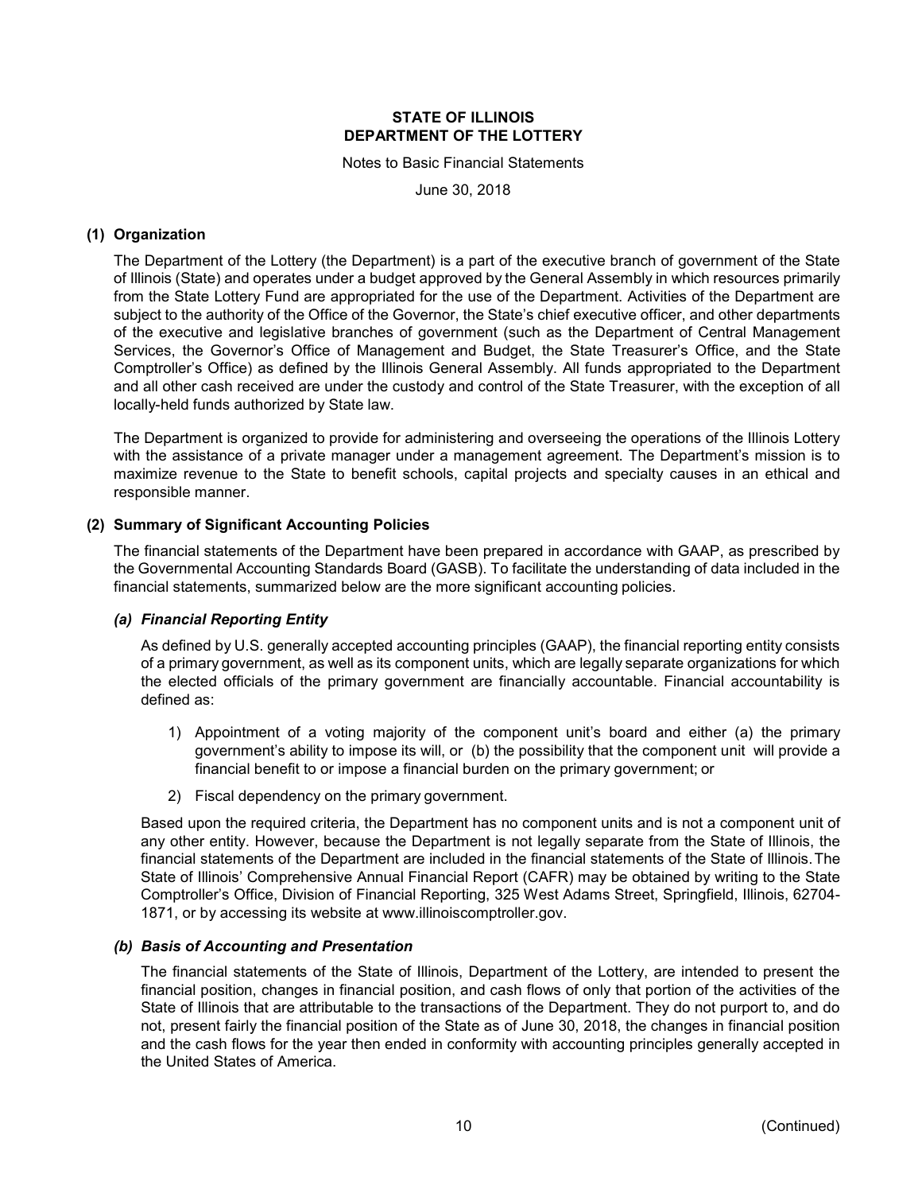**STATE OF ILLINOIS**
**DEPARTMENT OF THE LOTTERY**

Notes to Basic Financial Statements

June 30, 2018

## (1) Organization

The Department of the Lottery (the Department) is a part of the executive branch of government of the State of Illinois (State) and operates under a budget approved by the General Assembly in which resources primarily from the State Lottery Fund are appropriated for the use of the Department. Activities of the Department are subject to the authority of the Office of the Governor, the State's chief executive officer, and other departments of the executive and legislative branches of government (such as the Department of Central Management Services, the Governor's Office of Management and Budget, the State Treasurer's Office, and the State Comptroller's Office) as defined by the Illinois General Assembly. All funds appropriated to the Department and all other cash received are under the custody and control of the State Treasurer, with the exception of all locally-held funds authorized by State law.

The Department is organized to provide for administering and overseeing the operations of the Illinois Lottery with the assistance of a private manager under a management agreement. The Department's mission is to maximize revenue to the State to benefit schools, capital projects and specialty causes in an ethical and responsible manner.

## (2) Summary of Significant Accounting Policies

The financial statements of the Department have been prepared in accordance with GAAP, as prescribed by the Governmental Accounting Standards Board (GASB). To facilitate the understanding of data included in the financial statements, summarized below are the more significant accounting policies.

### *(a) Financial Reporting Entity*

As defined by U.S. generally accepted accounting principles (GAAP), the financial reporting entity consists of a primary government, as well as its component units, which are legally separate organizations for which the elected officials of the primary government are financially accountable. Financial accountability is defined as:

1) Appointment of a voting majority of the component unit's board and either (a) the primary government's ability to impose its will, or (b) the possibility that the component unit will provide a financial benefit to or impose a financial burden on the primary government; or
2) Fiscal dependency on the primary government.

Based upon the required criteria, the Department has no component units and is not a component unit of any other entity. However, because the Department is not legally separate from the State of Illinois, the financial statements of the Department are included in the financial statements of the State of Illinois. The State of Illinois' Comprehensive Annual Financial Report (CAFR) may be obtained by writing to the State Comptroller's Office, Division of Financial Reporting, 325 West Adams Street, Springfield, Illinois, 62704-1871, or by accessing its website at www.illinoiscomptroller.gov.

### *(b) Basis of Accounting and Presentation*

The financial statements of the State of Illinois, Department of the Lottery, are intended to present the financial position, changes in financial position, and cash flows of only that portion of the activities of the State of Illinois that are attributable to the transactions of the Department. They do not purport to, and do not, present fairly the financial position of the State as of June 30, 2018, the changes in financial position and the cash flows for the year then ended in conformity with accounting principles generally accepted in the United States of America.

(Continued)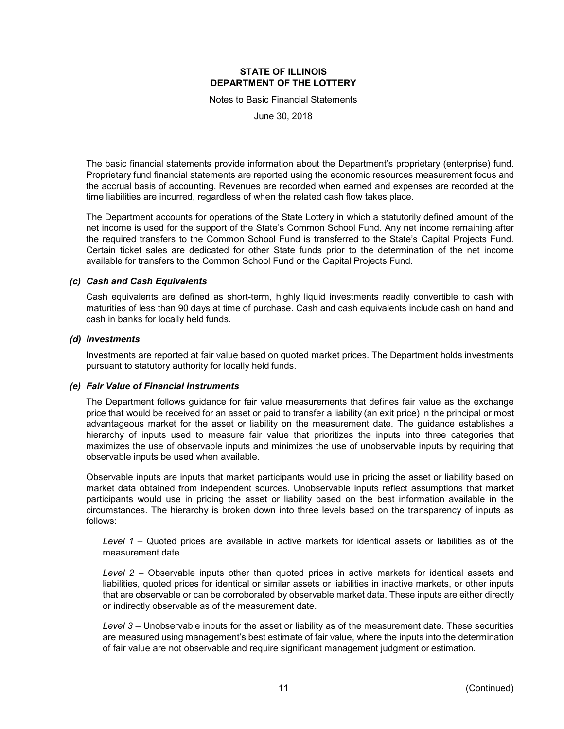The basic financial statements provide information about the Department's proprietary (enterprise) fund. Proprietary fund financial statements are reported using the economic resources measurement focus and the accrual basis of accounting. Revenues are recorded when earned and expenses are recorded at the time liabilities are incurred, regardless of when the related cash flow takes place.

The Department accounts for operations of the State Lottery in which a statutorily defined amount of the net income is used for the support of the State's Common School Fund. Any net income remaining after the required transfers to the Common School Fund is transferred to the State's Capital Projects Fund. Certain ticket sales are dedicated for other State funds prior to the determination of the net income available for transfers to the Common School Fund or the Capital Projects Fund.

### *(c) Cash and Cash Equivalents*

Cash equivalents are defined as short-term, highly liquid investments readily convertible to cash with maturities of less than 90 days at time of purchase. Cash and cash equivalents include cash on hand and cash in banks for locally held funds.

### *(d) Investments*

Investments are reported at fair value based on quoted market prices. The Department holds investments pursuant to statutory authority for locally held funds.

### *(e) Fair Value of Financial Instruments*

The Department follows guidance for fair value measurements that defines fair value as the exchange price that would be received for an asset or paid to transfer a liability (an exit price) in the principal or most advantageous market for the asset or liability on the measurement date. The guidance establishes a hierarchy of inputs used to measure fair value that prioritizes the inputs into three categories that maximizes the use of observable inputs and minimizes the use of unobservable inputs by requiring that observable inputs be used when available.

Observable inputs are inputs that market participants would use in pricing the asset or liability based on market data obtained from independent sources. Unobservable inputs reflect assumptions that market participants would use in pricing the asset or liability based on the best information available in the circumstances. The hierarchy is broken down into three levels based on the transparency of inputs as follows:

*Level 1* – Quoted prices are available in active markets for identical assets or liabilities as of the measurement date.

*Level 2* – Observable inputs other than quoted prices in active markets for identical assets and liabilities, quoted prices for identical or similar assets or liabilities in inactive markets, or other inputs that are observable or can be corroborated by observable market data. These inputs are either directly or indirectly observable as of the measurement date.

*Level 3* – Unobservable inputs for the asset or liability as of the measurement date. These securities are measured using management's best estimate of fair value, where the inputs into the determination of fair value are not observable and require significant management judgment or estimation.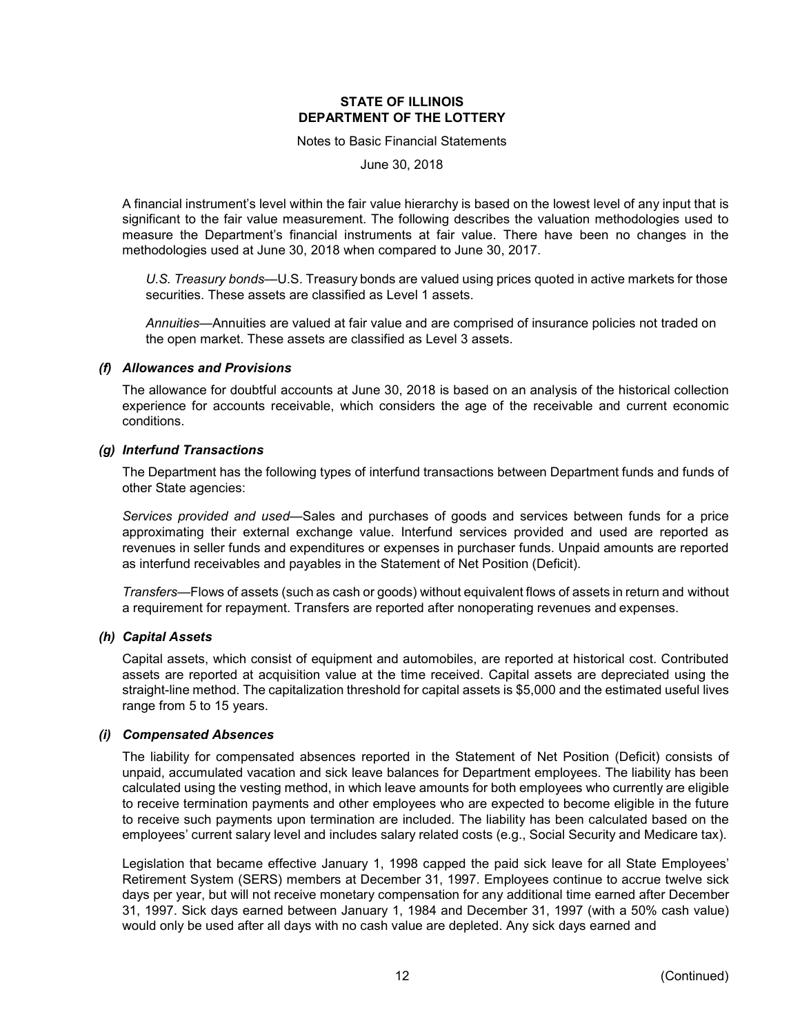A financial instrument's level within the fair value hierarchy is based on the lowest level of any input that is significant to the fair value measurement. The following describes the valuation methodologies used to measure the Department's financial instruments at fair value. There have been no changes in the methodologies used at June 30, 2018 when compared to June 30, 2017.

*U.S. Treasury bonds*—U.S. Treasury bonds are valued using prices quoted in active markets for those securities. These assets are classified as Level 1 assets.

*Annuities*—Annuities are valued at fair value and are comprised of insurance policies not traded on the open market. These assets are classified as Level 3 assets.

### *(f) Allowances and Provisions*

The allowance for doubtful accounts at June 30, 2018 is based on an analysis of the historical collection experience for accounts receivable, which considers the age of the receivable and current economic conditions.

### *(g) Interfund Transactions*

The Department has the following types of interfund transactions between Department funds and funds of other State agencies:

*Services provided and used*—Sales and purchases of goods and services between funds for a price approximating their external exchange value. Interfund services provided and used are reported as revenues in seller funds and expenditures or expenses in purchaser funds. Unpaid amounts are reported as interfund receivables and payables in the Statement of Net Position (Deficit).

*Transfers*—Flows of assets (such as cash or goods) without equivalent flows of assets in return and without a requirement for repayment. Transfers are reported after nonoperating revenues and expenses.

### *(h) Capital Assets*

Capital assets, which consist of equipment and automobiles, are reported at historical cost. Contributed assets are reported at acquisition value at the time received. Capital assets are depreciated using the straight-line method. The capitalization threshold for capital assets is $5,000 and the estimated useful lives range from 5 to 15 years.

### *(i) Compensated Absences*

The liability for compensated absences reported in the Statement of Net Position (Deficit) consists of unpaid, accumulated vacation and sick leave balances for Department employees. The liability has been calculated using the vesting method, in which leave amounts for both employees who currently are eligible to receive termination payments and other employees who are expected to become eligible in the future to receive such payments upon termination are included. The liability has been calculated based on the employees' current salary level and includes salary related costs (e.g., Social Security and Medicare tax).

Legislation that became effective January 1, 1998 capped the paid sick leave for all State Employees' Retirement System (SERS) members at December 31, 1997. Employees continue to accrue twelve sick days per year, but will not receive monetary compensation for any additional time earned after December 31, 1997. Sick days earned between January 1, 1984 and December 31, 1997 (with a 50% cash value) would only be used after all days with no cash value are depleted. Any sick days earned and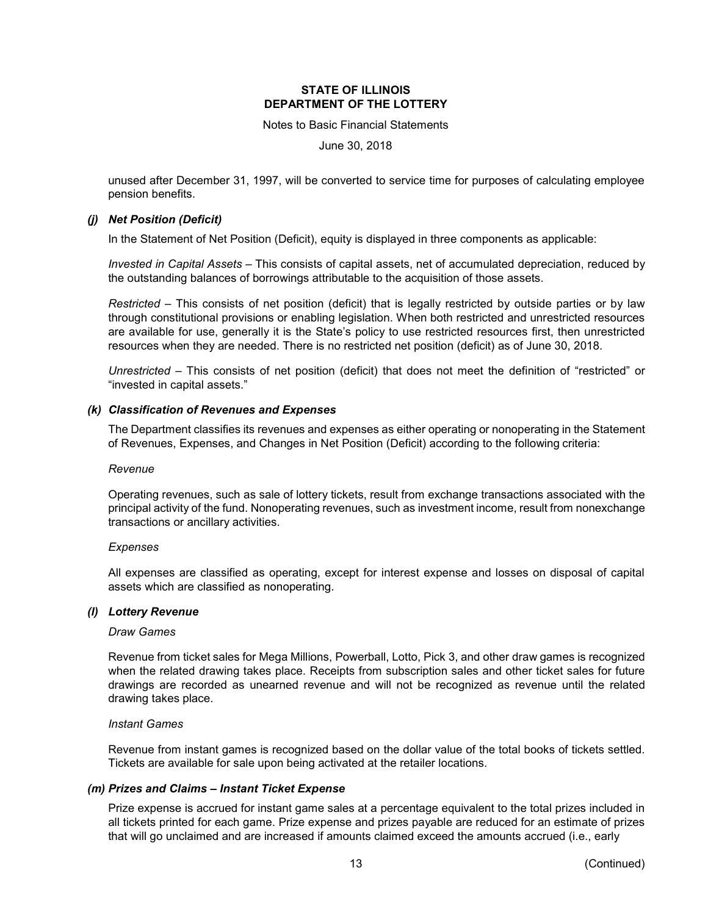unused after December 31, 1997, will be converted to service time for purposes of calculating employee pension benefits.

### *(j) Net Position (Deficit)*

In the Statement of Net Position (Deficit), equity is displayed in three components as applicable:

*Invested in Capital Assets* – This consists of capital assets, net of accumulated depreciation, reduced by the outstanding balances of borrowings attributable to the acquisition of those assets.

*Restricted* – This consists of net position (deficit) that is legally restricted by outside parties or by law through constitutional provisions or enabling legislation. When both restricted and unrestricted resources are available for use, generally it is the State's policy to use restricted resources first, then unrestricted resources when they are needed. There is no restricted net position (deficit) as of June 30, 2018.

*Unrestricted* – This consists of net position (deficit) that does not meet the definition of "restricted" or "invested in capital assets."

### *(k) Classification of Revenues and Expenses*

The Department classifies its revenues and expenses as either operating or nonoperating in the Statement of Revenues, Expenses, and Changes in Net Position (Deficit) according to the following criteria:

*Revenue*

Operating revenues, such as sale of lottery tickets, result from exchange transactions associated with the principal activity of the fund. Nonoperating revenues, such as investment income, result from nonexchange transactions or ancillary activities.

*Expenses*

All expenses are classified as operating, except for interest expense and losses on disposal of capital assets which are classified as nonoperating.

### *(l) Lottery Revenue*

*Draw Games*

Revenue from ticket sales for Mega Millions, Powerball, Lotto, Pick 3, and other draw games is recognized when the related drawing takes place. Receipts from subscription sales and other ticket sales for future drawings are recorded as unearned revenue and will not be recognized as revenue until the related drawing takes place.

*Instant Games*

Revenue from instant games is recognized based on the dollar value of the total books of tickets settled. Tickets are available for sale upon being activated at the retailer locations.

### *(m) Prizes and Claims – Instant Ticket Expense*

Prize expense is accrued for instant game sales at a percentage equivalent to the total prizes included in all tickets printed for each game. Prize expense and prizes payable are reduced for an estimate of prizes that will go unclaimed and are increased if amounts claimed exceed the amounts accrued (i.e., early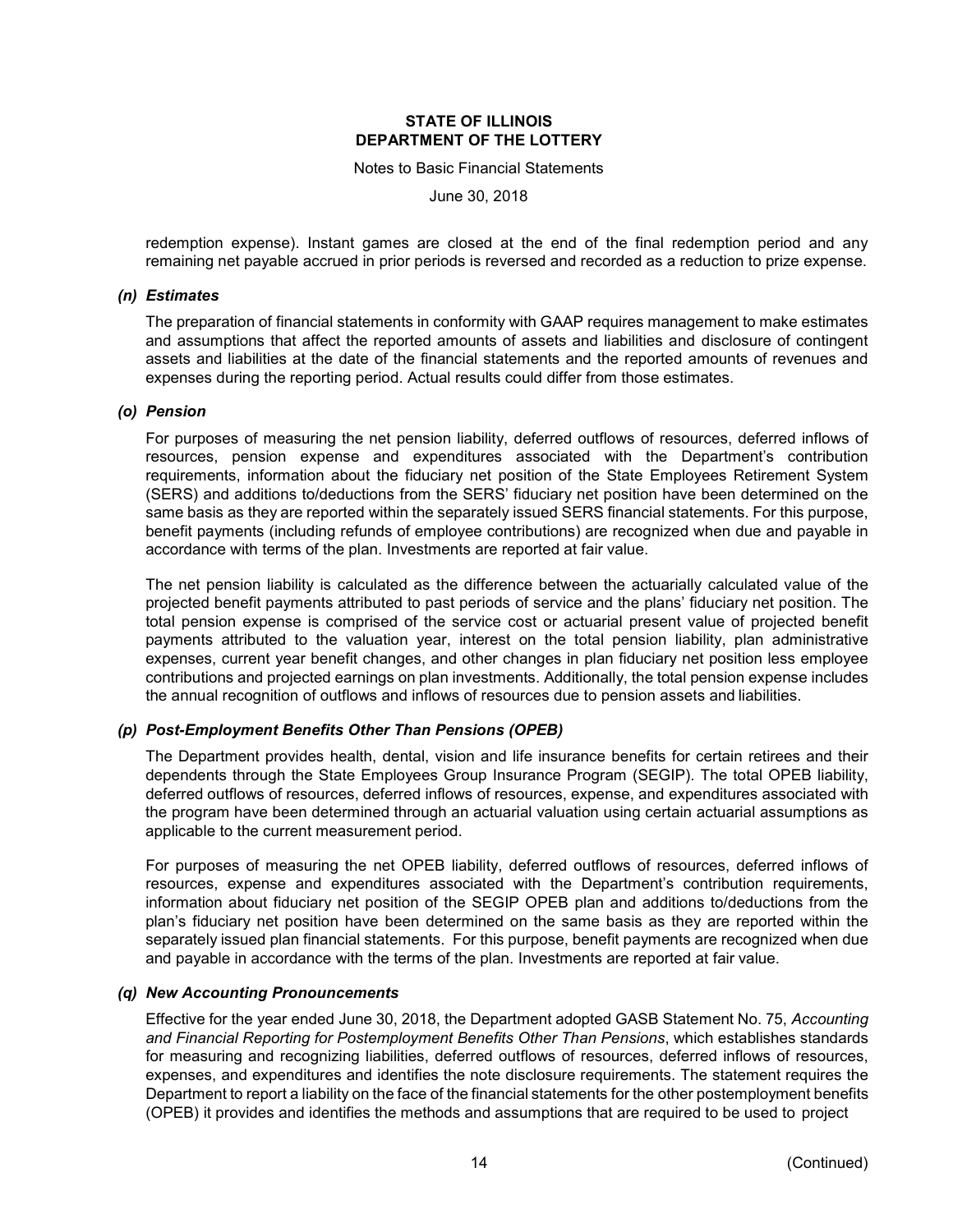redemption expense). Instant games are closed at the end of the final redemption period and any remaining net payable accrued in prior periods is reversed and recorded as a reduction to prize expense.

### *(n) Estimates*

The preparation of financial statements in conformity with GAAP requires management to make estimates and assumptions that affect the reported amounts of assets and liabilities and disclosure of contingent assets and liabilities at the date of the financial statements and the reported amounts of revenues and expenses during the reporting period. Actual results could differ from those estimates.

### *(o) Pension*

For purposes of measuring the net pension liability, deferred outflows of resources, deferred inflows of resources, pension expense and expenditures associated with the Department's contribution requirements, information about the fiduciary net position of the State Employees Retirement System (SERS) and additions to/deductions from the SERS' fiduciary net position have been determined on the same basis as they are reported within the separately issued SERS financial statements. For this purpose, benefit payments (including refunds of employee contributions) are recognized when due and payable in accordance with terms of the plan. Investments are reported at fair value.

The net pension liability is calculated as the difference between the actuarially calculated value of the projected benefit payments attributed to past periods of service and the plans' fiduciary net position. The total pension expense is comprised of the service cost or actuarial present value of projected benefit payments attributed to the valuation year, interest on the total pension liability, plan administrative expenses, current year benefit changes, and other changes in plan fiduciary net position less employee contributions and projected earnings on plan investments. Additionally, the total pension expense includes the annual recognition of outflows and inflows of resources due to pension assets and liabilities.

### *(p) Post-Employment Benefits Other Than Pensions (OPEB)*

The Department provides health, dental, vision and life insurance benefits for certain retirees and their dependents through the State Employees Group Insurance Program (SEGIP). The total OPEB liability, deferred outflows of resources, deferred inflows of resources, expense, and expenditures associated with the program have been determined through an actuarial valuation using certain actuarial assumptions as applicable to the current measurement period.

For purposes of measuring the net OPEB liability, deferred outflows of resources, deferred inflows of resources, expense and expenditures associated with the Department's contribution requirements, information about fiduciary net position of the SEGIP OPEB plan and additions to/deductions from the plan's fiduciary net position have been determined on the same basis as they are reported within the separately issued plan financial statements. For this purpose, benefit payments are recognized when due and payable in accordance with the terms of the plan. Investments are reported at fair value.

### *(q) New Accounting Pronouncements*

Effective for the year ended June 30, 2018, the Department adopted GASB Statement No. 75, *Accounting and Financial Reporting for Postemployment Benefits Other Than Pensions*, which establishes standards for measuring and recognizing liabilities, deferred outflows of resources, deferred inflows of resources, expenses, and expenditures and identifies the note disclosure requirements. The statement requires the Department to report a liability on the face of the financial statements for the other postemployment benefits (OPEB) it provides and identifies the methods and assumptions that are required to be used to project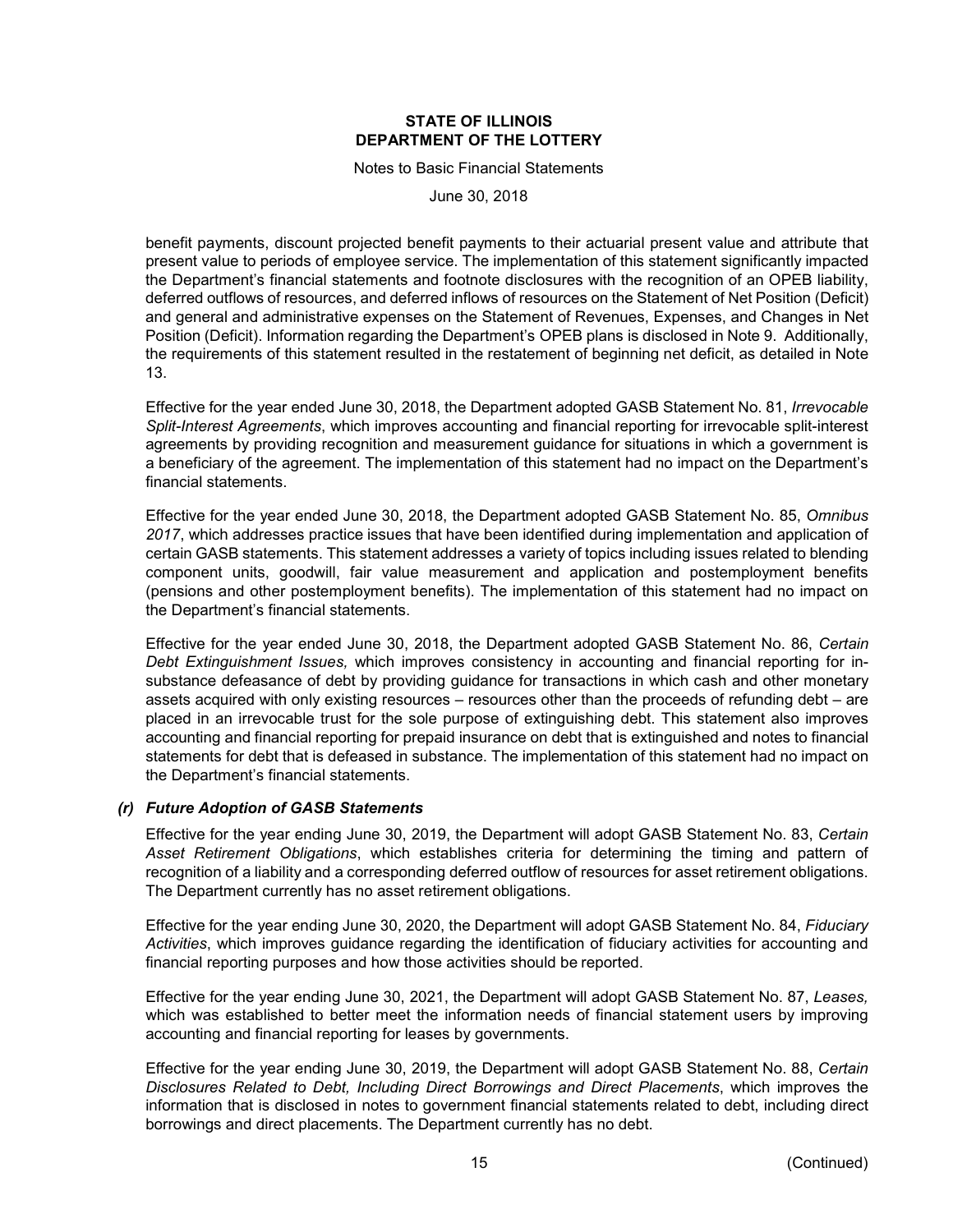benefit payments, discount projected benefit payments to their actuarial present value and attribute that present value to periods of employee service. The implementation of this statement significantly impacted the Department's financial statements and footnote disclosures with the recognition of an OPEB liability, deferred outflows of resources, and deferred inflows of resources on the Statement of Net Position (Deficit) and general and administrative expenses on the Statement of Revenues, Expenses, and Changes in Net Position (Deficit). Information regarding the Department's OPEB plans is disclosed in Note 9. Additionally, the requirements of this statement resulted in the restatement of beginning net deficit, as detailed in Note 13.

Effective for the year ended June 30, 2018, the Department adopted GASB Statement No. 81, *Irrevocable Split-Interest Agreements*, which improves accounting and financial reporting for irrevocable split-interest agreements by providing recognition and measurement guidance for situations in which a government is a beneficiary of the agreement. The implementation of this statement had no impact on the Department's financial statements.

Effective for the year ended June 30, 2018, the Department adopted GASB Statement No. 85, *Omnibus 2017*, which addresses practice issues that have been identified during implementation and application of certain GASB statements. This statement addresses a variety of topics including issues related to blending component units, goodwill, fair value measurement and application and postemployment benefits (pensions and other postemployment benefits). The implementation of this statement had no impact on the Department's financial statements.

Effective for the year ended June 30, 2018, the Department adopted GASB Statement No. 86, *Certain Debt Extinguishment Issues,* which improves consistency in accounting and financial reporting for in-substance defeasance of debt by providing guidance for transactions in which cash and other monetary assets acquired with only existing resources – resources other than the proceeds of refunding debt – are placed in an irrevocable trust for the sole purpose of extinguishing debt. This statement also improves accounting and financial reporting for prepaid insurance on debt that is extinguished and notes to financial statements for debt that is defeased in substance. The implementation of this statement had no impact on the Department's financial statements.

### *(r) Future Adoption of GASB Statements*

Effective for the year ending June 30, 2019, the Department will adopt GASB Statement No. 83, *Certain Asset Retirement Obligations*, which establishes criteria for determining the timing and pattern of recognition of a liability and a corresponding deferred outflow of resources for asset retirement obligations. The Department currently has no asset retirement obligations.

Effective for the year ending June 30, 2020, the Department will adopt GASB Statement No. 84, *Fiduciary Activities*, which improves guidance regarding the identification of fiduciary activities for accounting and financial reporting purposes and how those activities should be reported.

Effective for the year ending June 30, 2021, the Department will adopt GASB Statement No. 87, *Leases,* which was established to better meet the information needs of financial statement users by improving accounting and financial reporting for leases by governments.

Effective for the year ending June 30, 2019, the Department will adopt GASB Statement No. 88, *Certain Disclosures Related to Debt, Including Direct Borrowings and Direct Placements*, which improves the information that is disclosed in notes to government financial statements related to debt, including direct borrowings and direct placements. The Department currently has no debt.

(Continued)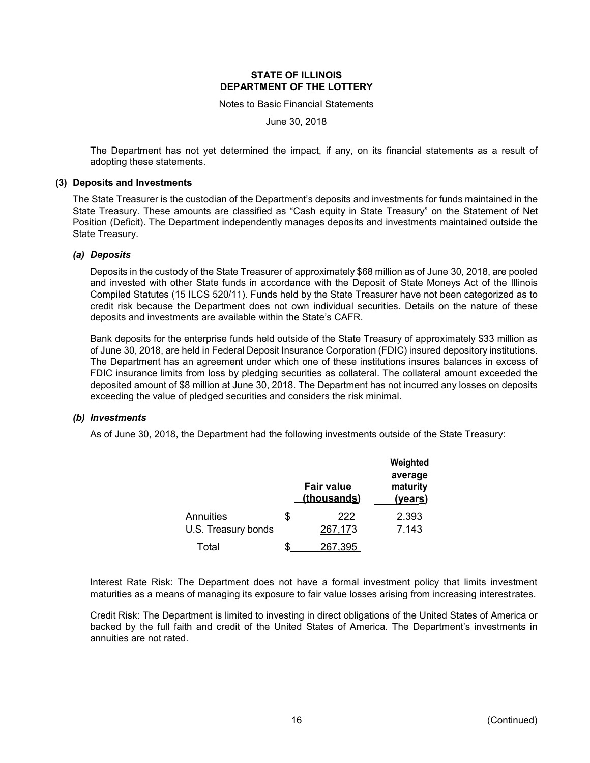The Department has not yet determined the impact, if any, on its financial statements as a result of adopting these statements.

## (3) Deposits and Investments

The State Treasurer is the custodian of the Department's deposits and investments for funds maintained in the State Treasury. These amounts are classified as "Cash equity in State Treasury" on the Statement of Net Position (Deficit). The Department independently manages deposits and investments maintained outside the State Treasury.

### *(a) Deposits*

Deposits in the custody of the State Treasurer of approximately $68 million as of June 30, 2018, are pooled and invested with other State funds in accordance with the Deposit of State Moneys Act of the Illinois Compiled Statutes (15 ILCS 520/11). Funds held by the State Treasurer have not been categorized as to credit risk because the Department does not own individual securities. Details on the nature of these deposits and investments are available within the State's CAFR.

Bank deposits for the enterprise funds held outside of the State Treasury of approximately $33 million as of June 30, 2018, are held in Federal Deposit Insurance Corporation (FDIC) insured depository institutions. The Department has an agreement under which one of these institutions insures balances in excess of FDIC insurance limits from loss by pledging securities as collateral. The collateral amount exceeded the deposited amount of $8 million at June 30, 2018. The Department has not incurred any losses on deposits exceeding the value of pledged securities and considers the risk minimal.

### *(b) Investments*

As of June 30, 2018, the Department had the following investments outside of the State Treasury:

| | Fair value (thousands) | Weighted average maturity (years) |
|---|---|---|
| Annuities | $ 222 | 2.393 |
| U.S. Treasury bonds | 267,173 | 7.143 |
| Total | $ 267,395 | |

Interest Rate Risk: The Department does not have a formal investment policy that limits investment maturities as a means of managing its exposure to fair value losses arising from increasing interest rates.

Credit Risk: The Department is limited to investing in direct obligations of the United States of America or backed by the full faith and credit of the United States of America. The Department's investments in annuities are not rated.

(Continued)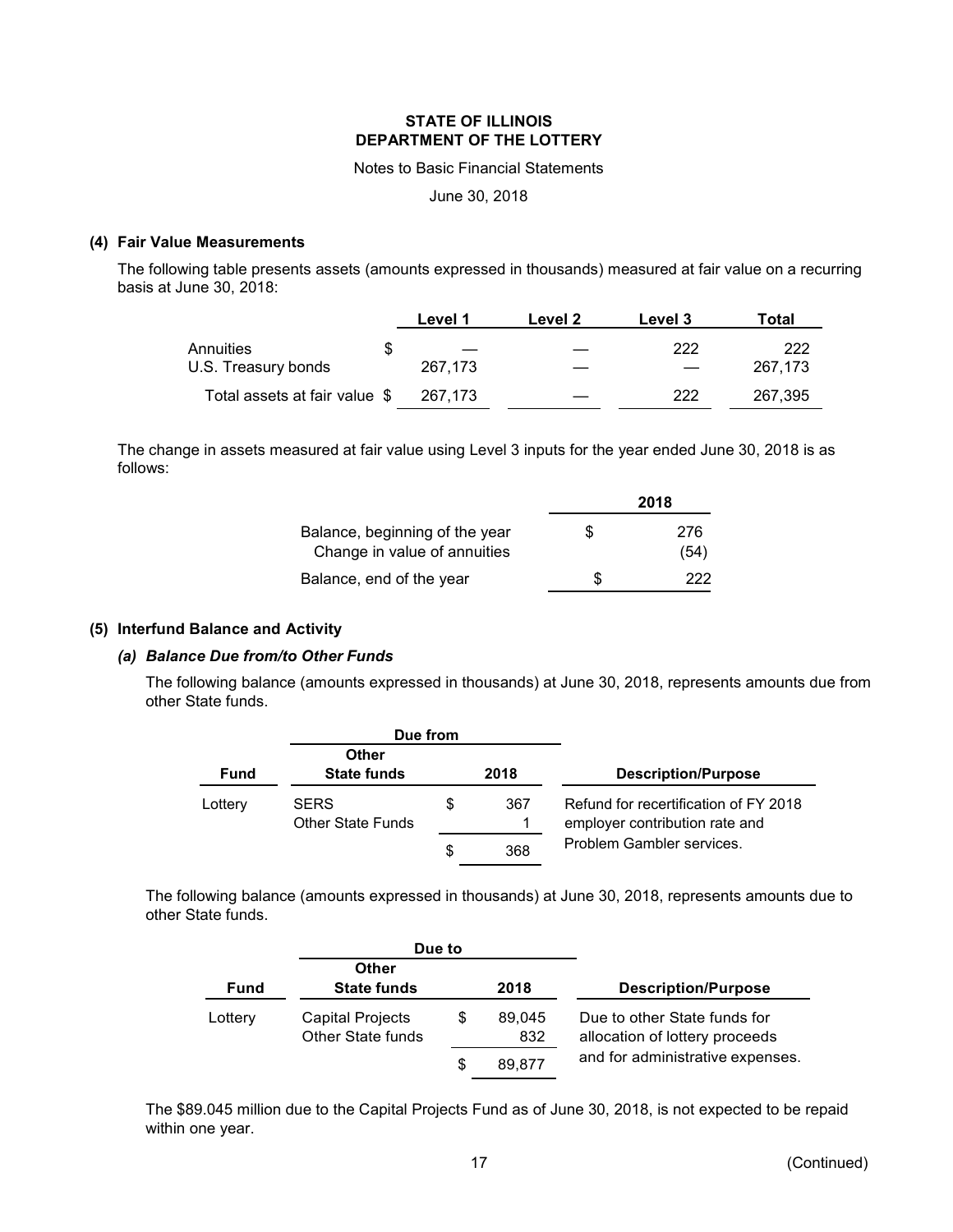**STATE OF ILLINOIS**
**DEPARTMENT OF THE LOTTERY**

Notes to Basic Financial Statements

June 30, 2018

## (4) Fair Value Measurements

The following table presents assets (amounts expressed in thousands) measured at fair value on a recurring basis at June 30, 2018:

| | Level 1 | Level 2 | Level 3 | Total |
|---|---|---|---|---|
| Annuities | $ — | — | 222 | 222 |
| U.S. Treasury bonds | 267,173 | — | — | 267,173 |
| Total assets at fair value | $ 267,173 | — | 222 | 267,395 |

The change in assets measured at fair value using Level 3 inputs for the year ended June 30, 2018 is as follows:

| | 2018 |
|---|---|
| Balance, beginning of the year | $ 276 |
| Change in value of annuities | (54) |
| Balance, end of the year | $ 222 |

## (5) Interfund Balance and Activity

### *(a) Balance Due from/to Other Funds*

The following balance (amounts expressed in thousands) at June 30, 2018, represents amounts due from other State funds.

| | Due from | | |
|---|---|---|---|
| Fund | Other State funds | 2018 | Description/Purpose |
| Lottery | SERS | $ 367 | Refund for recertification of FY 2018 employer contribution rate and Problem Gambler services. |
| | Other State Funds | 1 | |
| | | $ 368 | |

The following balance (amounts expressed in thousands) at June 30, 2018, represents amounts due to other State funds.

| | Due to | | |
|---|---|---|---|
| Fund | Other State funds | 2018 | Description/Purpose |
| Lottery | Capital Projects | $ 89,045 | Due to other State funds for allocation of lottery proceeds and for administrative expenses. |
| | Other State funds | 832 | |
| | | $ 89,877 | |

The $89.045 million due to the Capital Projects Fund as of June 30, 2018, is not expected to be repaid within one year.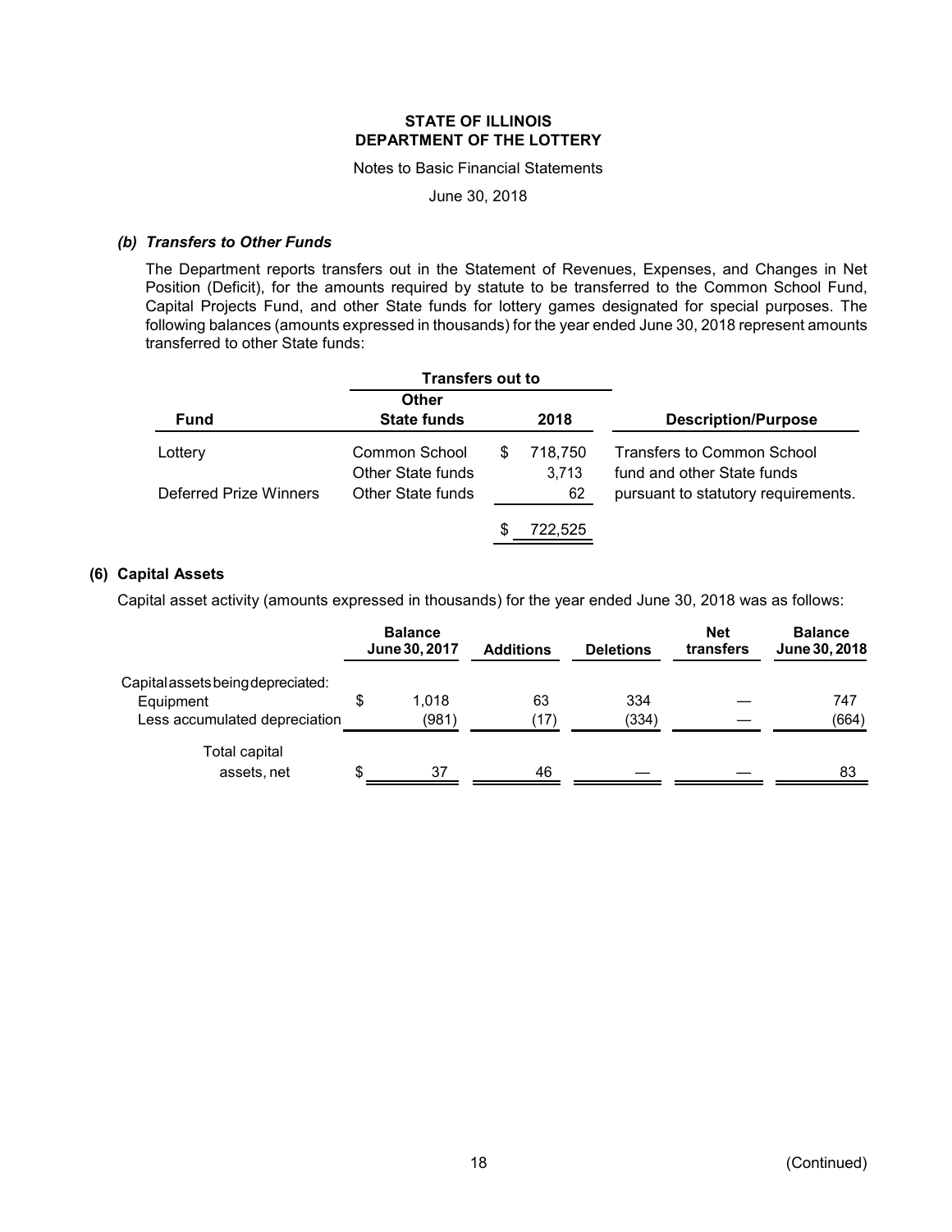**STATE OF ILLINOIS**
**DEPARTMENT OF THE LOTTERY**

Notes to Basic Financial Statements

June 30, 2018

### *(b) Transfers to Other Funds*

The Department reports transfers out in the Statement of Revenues, Expenses, and Changes in Net Position (Deficit), for the amounts required by statute to be transferred to the Common School Fund, Capital Projects Fund, and other State funds for lottery games designated for special purposes. The following balances (amounts expressed in thousands) for the year ended June 30, 2018 represent amounts transferred to other State funds:

| Fund | Transfers out to Other State funds | 2018 | Description/Purpose |
|---|---|---|---|
| Lottery | Common School | $ 718,750 | Transfers to Common School |
| | Other State funds | 3,713 | fund and other State funds |
| Deferred Prize Winners | Other State funds | 62 | pursuant to statutory requirements. |
| | | $ 722,525 | |

## (6) Capital Assets

Capital asset activity (amounts expressed in thousands) for the year ended June 30, 2018 was as follows:

| | Balance June 30, 2017 | Additions | Deletions | Net transfers | Balance June 30, 2018 |
|---|---|---|---|---|---|
| Capital assets being depreciated: | | | | | |
| Equipment | $ 1,018 | 63 | 334 | — | 747 |
| Less accumulated depreciation | (981) | (17) | (334) | — | (664) |
| Total capital assets, net | $ 37 | 46 | — | — | 83 |

(Continued)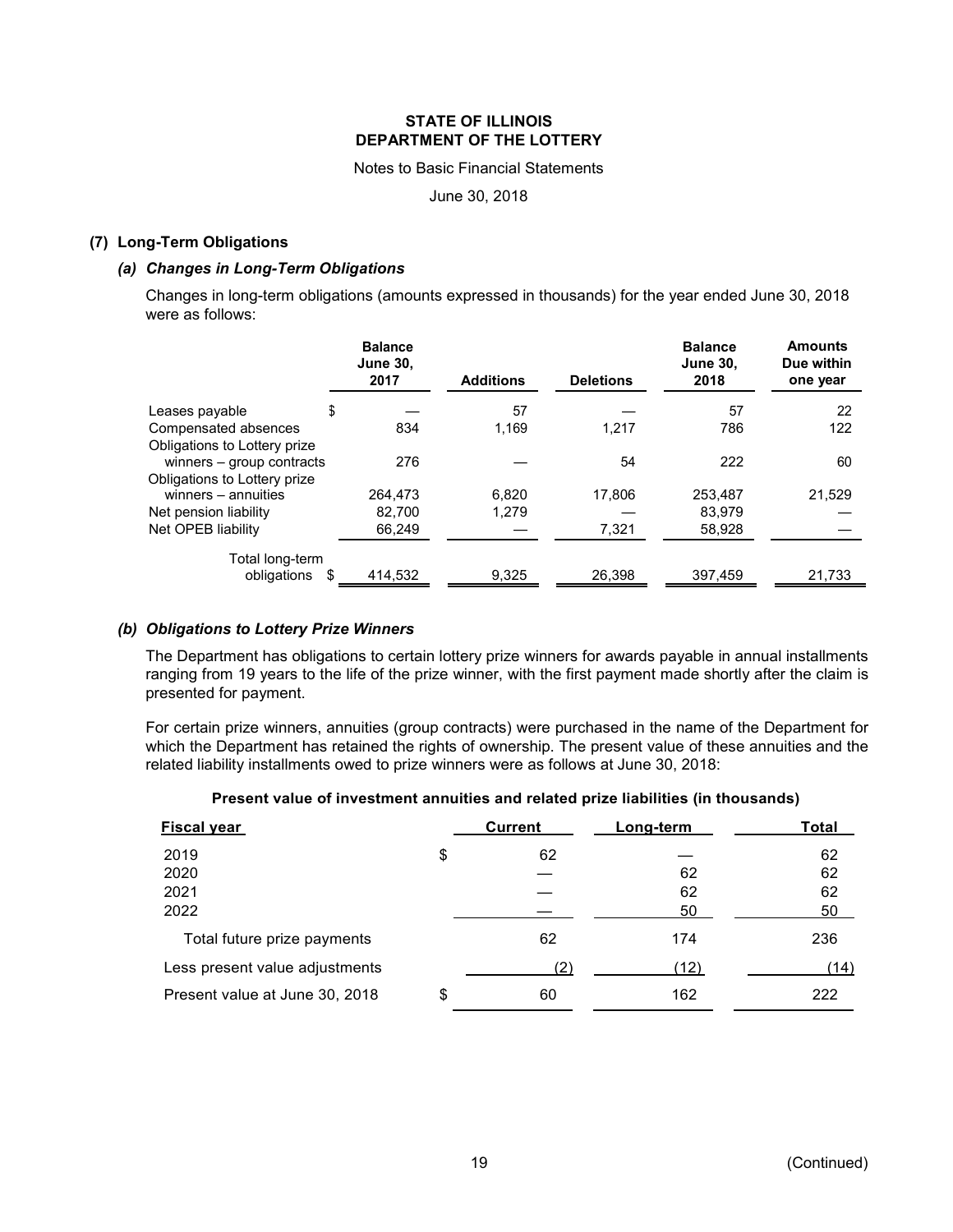# STATE OF ILLINOIS
# DEPARTMENT OF THE LOTTERY

Notes to Basic Financial Statements

June 30, 2018

## (7) Long-Term Obligations

### *(a) Changes in Long-Term Obligations*

Changes in long-term obligations (amounts expressed in thousands) for the year ended June 30, 2018 were as follows:

| | Balance June 30, 2017 | Additions | Deletions | Balance June 30, 2018 | Amounts Due within one year |
|---|---|---|---|---|---|
| Leases payable | $ — | 57 | — | 57 | 22 |
| Compensated absences | 834 | 1,169 | 1,217 | 786 | 122 |
| Obligations to Lottery prize winners – group contracts | 276 | — | 54 | 222 | 60 |
| Obligations to Lottery prize winners – annuities | 264,473 | 6,820 | 17,806 | 253,487 | 21,529 |
| Net pension liability | 82,700 | 1,279 | — | 83,979 | — |
| Net OPEB liability | 66,249 | — | 7,321 | 58,928 | — |
| Total long-term obligations | $ 414,532 | 9,325 | 26,398 | 397,459 | 21,733 |

### *(b) Obligations to Lottery Prize Winners*

The Department has obligations to certain lottery prize winners for awards payable in annual installments ranging from 19 years to the life of the prize winner, with the first payment made shortly after the claim is presented for payment.

For certain prize winners, annuities (group contracts) were purchased in the name of the Department for which the Department has retained the rights of ownership. The present value of these annuities and the related liability installments owed to prize winners were as follows at June 30, 2018:

**Present value of investment annuities and related prize liabilities (in thousands)**

| Fiscal year | Current | Long-term | Total |
|---|---|---|---|
| 2019 | $ 62 | — | 62 |
| 2020 | — | 62 | 62 |
| 2021 | — | 62 | 62 |
| 2022 | — | 50 | 50 |
| Total future prize payments | 62 | 174 | 236 |
| Less present value adjustments | (2) | (12) | (14) |
| Present value at June 30, 2018 | $ 60 | 162 | 222 |

(Continued)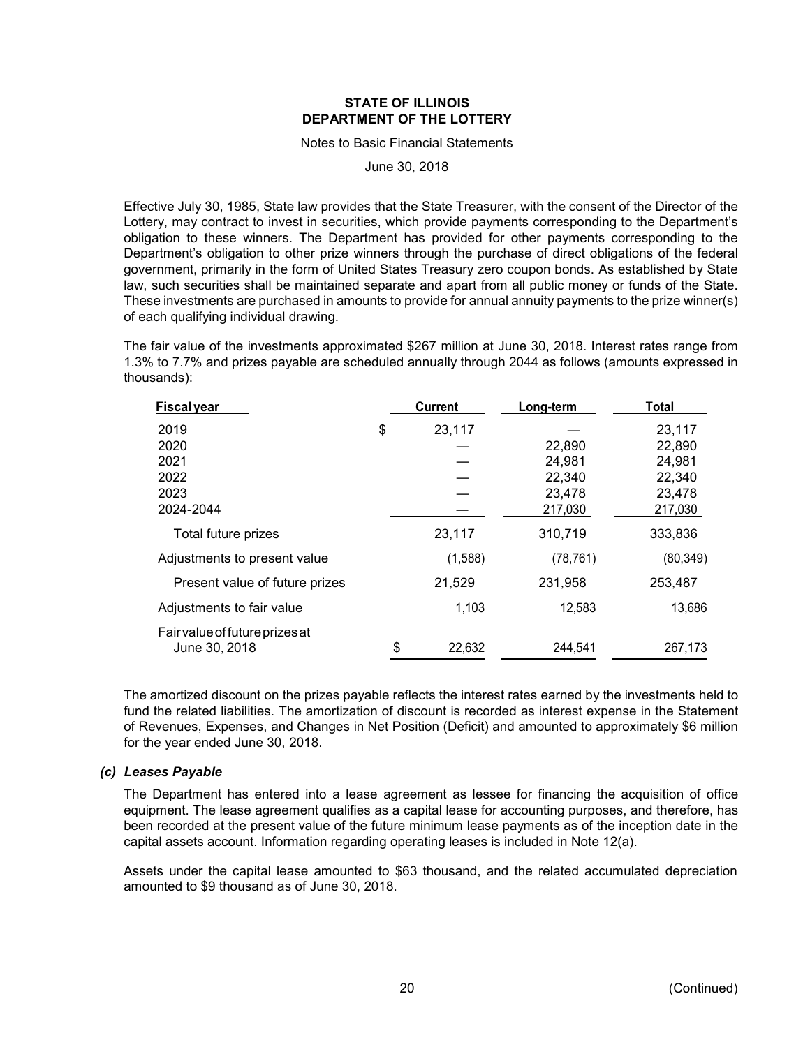**STATE OF ILLINOIS**
**DEPARTMENT OF THE LOTTERY**

Notes to Basic Financial Statements

June 30, 2018

Effective July 30, 1985, State law provides that the State Treasurer, with the consent of the Director of the Lottery, may contract to invest in securities, which provide payments corresponding to the Department's obligation to these winners. The Department has provided for other payments corresponding to the Department's obligation to other prize winners through the purchase of direct obligations of the federal government, primarily in the form of United States Treasury zero coupon bonds. As established by State law, such securities shall be maintained separate and apart from all public money or funds of the State. These investments are purchased in amounts to provide for annual annuity payments to the prize winner(s) of each qualifying individual drawing.

The fair value of the investments approximated $267 million at June 30, 2018. Interest rates range from 1.3% to 7.7% and prizes payable are scheduled annually through 2044 as follows (amounts expressed in thousands):

| Fiscal year | Current | Long-term | Total |
|---|---|---|---|
| 2019 | $ 23,117 | — | 23,117 |
| 2020 | — | 22,890 | 22,890 |
| 2021 | — | 24,981 | 24,981 |
| 2022 | — | 22,340 | 22,340 |
| 2023 | — | 23,478 | 23,478 |
| 2024-2044 | — | 217,030 | 217,030 |
| Total future prizes | 23,117 | 310,719 | 333,836 |
| Adjustments to present value | (1,588) | (78,761) | (80,349) |
| Present value of future prizes | 21,529 | 231,958 | 253,487 |
| Adjustments to fair value | 1,103 | 12,583 | 13,686 |
| Fair value of future prizes at June 30, 2018 | $ 22,632 | 244,541 | 267,173 |

The amortized discount on the prizes payable reflects the interest rates earned by the investments held to fund the related liabilities. The amortization of discount is recorded as interest expense in the Statement of Revenues, Expenses, and Changes in Net Position (Deficit) and amounted to approximately $6 million for the year ended June 30, 2018.

### *(c) Leases Payable*

The Department has entered into a lease agreement as lessee for financing the acquisition of office equipment. The lease agreement qualifies as a capital lease for accounting purposes, and therefore, has been recorded at the present value of the future minimum lease payments as of the inception date in the capital assets account. Information regarding operating leases is included in Note 12(a).

Assets under the capital lease amounted to $63 thousand, and the related accumulated depreciation amounted to $9 thousand as of June 30, 2018.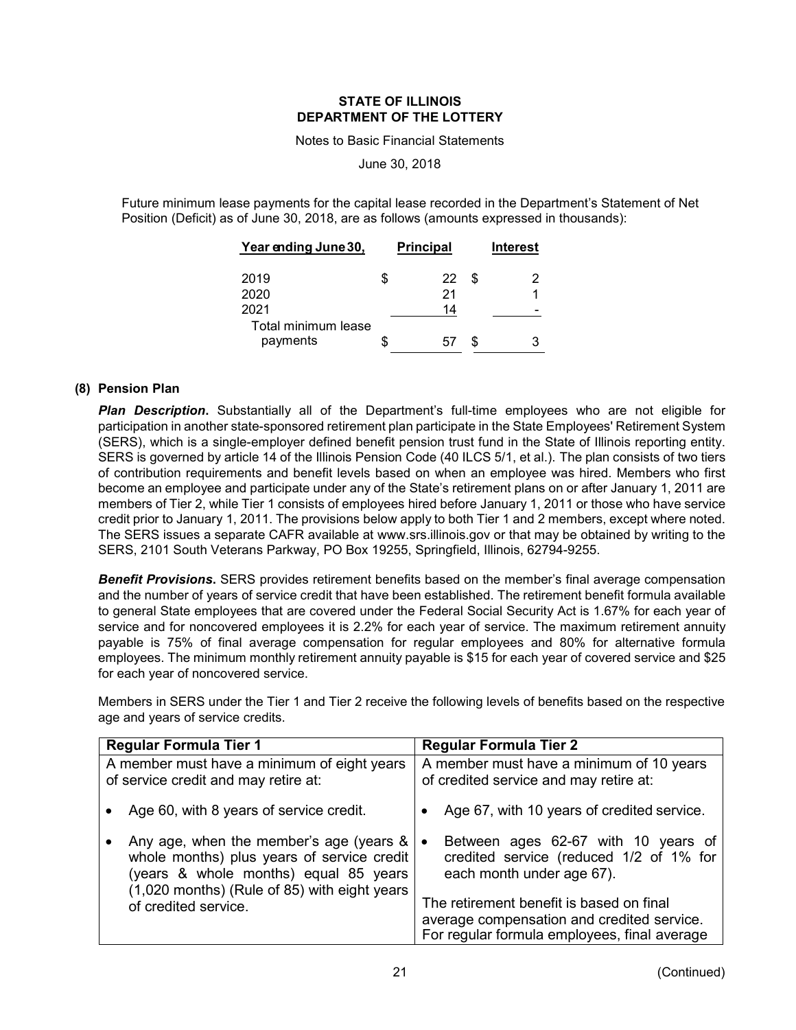**STATE OF ILLINOIS**
**DEPARTMENT OF THE LOTTERY**

Notes to Basic Financial Statements

June 30, 2018

Future minimum lease payments for the capital lease recorded in the Department's Statement of Net Position (Deficit) as of June 30, 2018, are as follows (amounts expressed in thousands):

| Year ending June 30, | Principal | Interest |
|---|---|---|
| 2019 | $ 22 | $ 2 |
| 2020 | 21 | 1 |
| 2021 | 14 | - |
| Total minimum lease payments | $ 57 | $ 3 |

### (8) Pension Plan

***Plan Description***. Substantially all of the Department's full-time employees who are not eligible for participation in another state-sponsored retirement plan participate in the State Employees' Retirement System (SERS), which is a single-employer defined benefit pension trust fund in the State of Illinois reporting entity. SERS is governed by article 14 of the Illinois Pension Code (40 ILCS 5/1, et al.). The plan consists of two tiers of contribution requirements and benefit levels based on when an employee was hired. Members who first become an employee and participate under any of the State's retirement plans on or after January 1, 2011 are members of Tier 2, while Tier 1 consists of employees hired before January 1, 2011 or those who have service credit prior to January 1, 2011. The provisions below apply to both Tier 1 and 2 members, except where noted. The SERS issues a separate CAFR available at www.srs.illinois.gov or that may be obtained by writing to the SERS, 2101 South Veterans Parkway, PO Box 19255, Springfield, Illinois, 62794-9255.

***Benefit Provisions***. SERS provides retirement benefits based on the member's final average compensation and the number of years of service credit that have been established. The retirement benefit formula available to general State employees that are covered under the Federal Social Security Act is 1.67% for each year of service and for noncovered employees it is 2.2% for each year of service. The maximum retirement annuity payable is 75% of final average compensation for regular employees and 80% for alternative formula employees. The minimum monthly retirement annuity payable is $15 for each year of covered service and $25 for each year of noncovered service.

Members in SERS under the Tier 1 and Tier 2 receive the following levels of benefits based on the respective age and years of service credits.

| Regular Formula Tier 1 | Regular Formula Tier 2 |
|---|---|
| A member must have a minimum of eight years of service credit and may retire at:<br>• Age 60, with 8 years of service credit.<br>• Any age, when the member's age (years & whole months) plus years of service credit (years & whole months) equal 85 years (1,020 months) (Rule of 85) with eight years of credited service. | A member must have a minimum of 10 years of credited service and may retire at:<br>• Age 67, with 10 years of credited service.<br>• Between ages 62-67 with 10 years of credited service (reduced 1/2 of 1% for each month under age 67).<br>The retirement benefit is based on final average compensation and credited service. For regular formula employees, final average |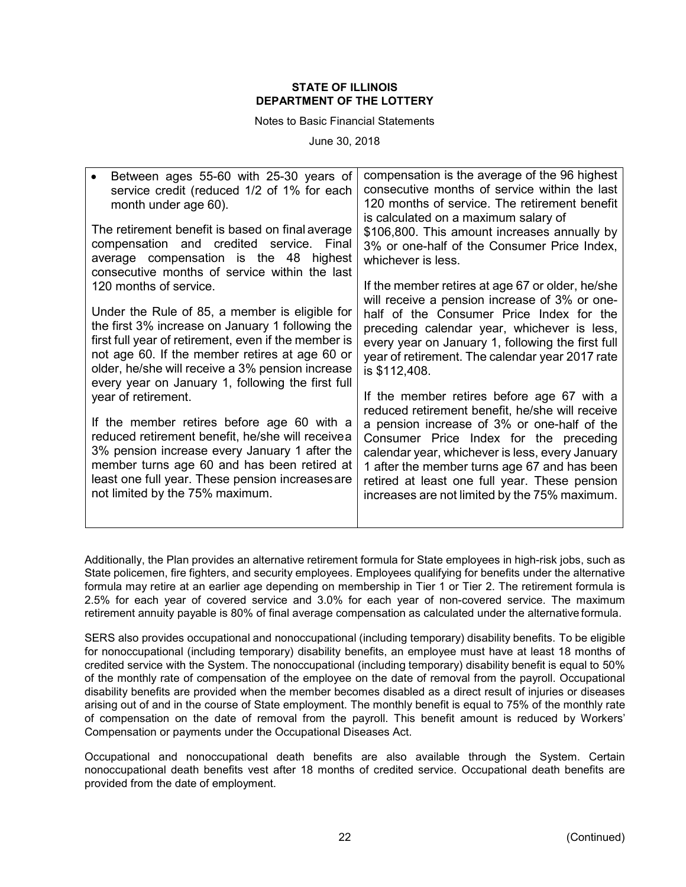| | |
|---|---|
| • Between ages 55-60 with 25-30 years of service credit (reduced 1/2 of 1% for each month under age 60).<br><br>The retirement benefit is based on final average compensation and credited service. Final average compensation is the 48 highest consecutive months of service within the last 120 months of service.<br><br>Under the Rule of 85, a member is eligible for the first 3% increase on January 1 following the first full year of retirement, even if the member is not age 60. If the member retires at age 60 or older, he/she will receive a 3% pension increase every year on January 1, following the first full year of retirement.<br><br>If the member retires before age 60 with a reduced retirement benefit, he/she will receive a 3% pension increase every January 1 after the member turns age 60 and has been retired at least one full year. These pension increases are not limited by the 75% maximum. | compensation is the average of the 96 highest consecutive months of service within the last 120 months of service. The retirement benefit is calculated on a maximum salary of $106,800. This amount increases annually by 3% or one-half of the Consumer Price Index, whichever is less.<br><br>If the member retires at age 67 or older, he/she will receive a pension increase of 3% or one-half of the Consumer Price Index for the preceding calendar year, whichever is less, every year on January 1, following the first full year of retirement. The calendar year 2017 rate is $112,408.<br><br>If the member retires before age 67 with a reduced retirement benefit, he/she will receive a pension increase of 3% or one-half of the Consumer Price Index for the preceding calendar year, whichever is less, every January 1 after the member turns age 67 and has been retired at least one full year. These pension increases are not limited by the 75% maximum. |

Additionally, the Plan provides an alternative retirement formula for State employees in high-risk jobs, such as State policemen, fire fighters, and security employees. Employees qualifying for benefits under the alternative formula may retire at an earlier age depending on membership in Tier 1 or Tier 2. The retirement formula is 2.5% for each year of covered service and 3.0% for each year of non-covered service. The maximum retirement annuity payable is 80% of final average compensation as calculated under the alternative formula.

SERS also provides occupational and nonoccupational (including temporary) disability benefits. To be eligible for nonoccupational (including temporary) disability benefits, an employee must have at least 18 months of credited service with the System. The nonoccupational (including temporary) disability benefit is equal to 50% of the monthly rate of compensation of the employee on the date of removal from the payroll. Occupational disability benefits are provided when the member becomes disabled as a direct result of injuries or diseases arising out of and in the course of State employment. The monthly benefit is equal to 75% of the monthly rate of compensation on the date of removal from the payroll. This benefit amount is reduced by Workers' Compensation or payments under the Occupational Diseases Act.

Occupational and nonoccupational death benefits are also available through the System. Certain nonoccupational death benefits vest after 18 months of credited service. Occupational death benefits are provided from the date of employment.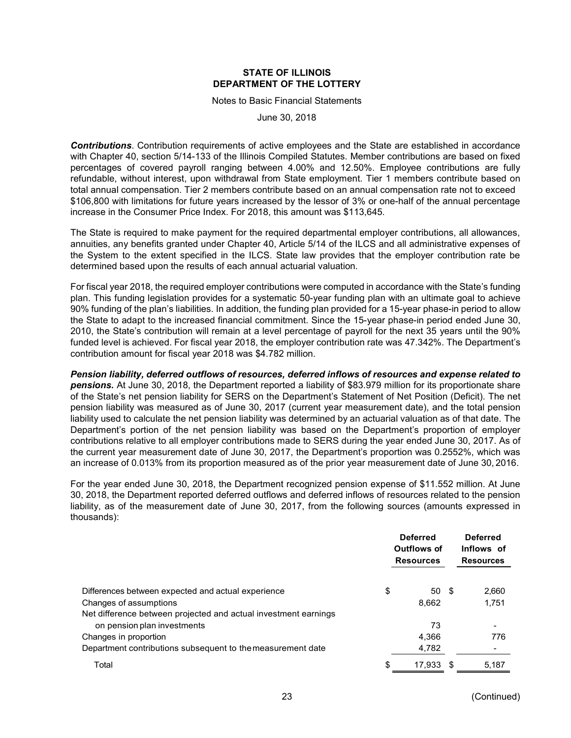**STATE OF ILLINOIS**
**DEPARTMENT OF THE LOTTERY**

Notes to Basic Financial Statements

June 30, 2018

***Contributions***. Contribution requirements of active employees and the State are established in accordance with Chapter 40, section 5/14-133 of the Illinois Compiled Statutes. Member contributions are based on fixed percentages of covered payroll ranging between 4.00% and 12.50%. Employee contributions are fully refundable, without interest, upon withdrawal from State employment. Tier 1 members contribute based on total annual compensation. Tier 2 members contribute based on an annual compensation rate not to exceed $106,800 with limitations for future years increased by the lessor of 3% or one-half of the annual percentage increase in the Consumer Price Index. For 2018, this amount was $113,645.

The State is required to make payment for the required departmental employer contributions, all allowances, annuities, any benefits granted under Chapter 40, Article 5/14 of the ILCS and all administrative expenses of the System to the extent specified in the ILCS. State law provides that the employer contribution rate be determined based upon the results of each annual actuarial valuation.

For fiscal year 2018, the required employer contributions were computed in accordance with the State's funding plan. This funding legislation provides for a systematic 50-year funding plan with an ultimate goal to achieve 90% funding of the plan's liabilities. In addition, the funding plan provided for a 15-year phase-in period to allow the State to adapt to the increased financial commitment. Since the 15-year phase-in period ended June 30, 2010, the State's contribution will remain at a level percentage of payroll for the next 35 years until the 90% funded level is achieved. For fiscal year 2018, the employer contribution rate was 47.342%. The Department's contribution amount for fiscal year 2018 was $4.782 million.

***Pension liability, deferred outflows of resources, deferred inflows of resources and expense related to pensions.*** At June 30, 2018, the Department reported a liability of $83.979 million for its proportionate share of the State's net pension liability for SERS on the Department's Statement of Net Position (Deficit). The net pension liability was measured as of June 30, 2017 (current year measurement date), and the total pension liability used to calculate the net pension liability was determined by an actuarial valuation as of that date. The Department's portion of the net pension liability was based on the Department's proportion of employer contributions relative to all employer contributions made to SERS during the year ended June 30, 2017. As of the current year measurement date of June 30, 2017, the Department's proportion was 0.2552%, which was an increase of 0.013% from its proportion measured as of the prior year measurement date of June 30, 2016.

For the year ended June 30, 2018, the Department recognized pension expense of $11.552 million. At June 30, 2018, the Department reported deferred outflows and deferred inflows of resources related to the pension liability, as of the measurement date of June 30, 2017, from the following sources (amounts expressed in thousands):

| | Deferred Outflows of Resources | Deferred Inflows of Resources |
|---|---|---|
| Differences between expected and actual experience | $ 50 | $ 2,660 |
| Changes of assumptions | 8,662 | 1,751 |
| Net difference between projected and actual investment earnings on pension plan investments | 73 | - |
| Changes in proportion | 4,366 | 776 |
| Department contributions subsequent to the measurement date | 4,782 | - |
| Total | $ 17,933 | $ 5,187 |

(Continued)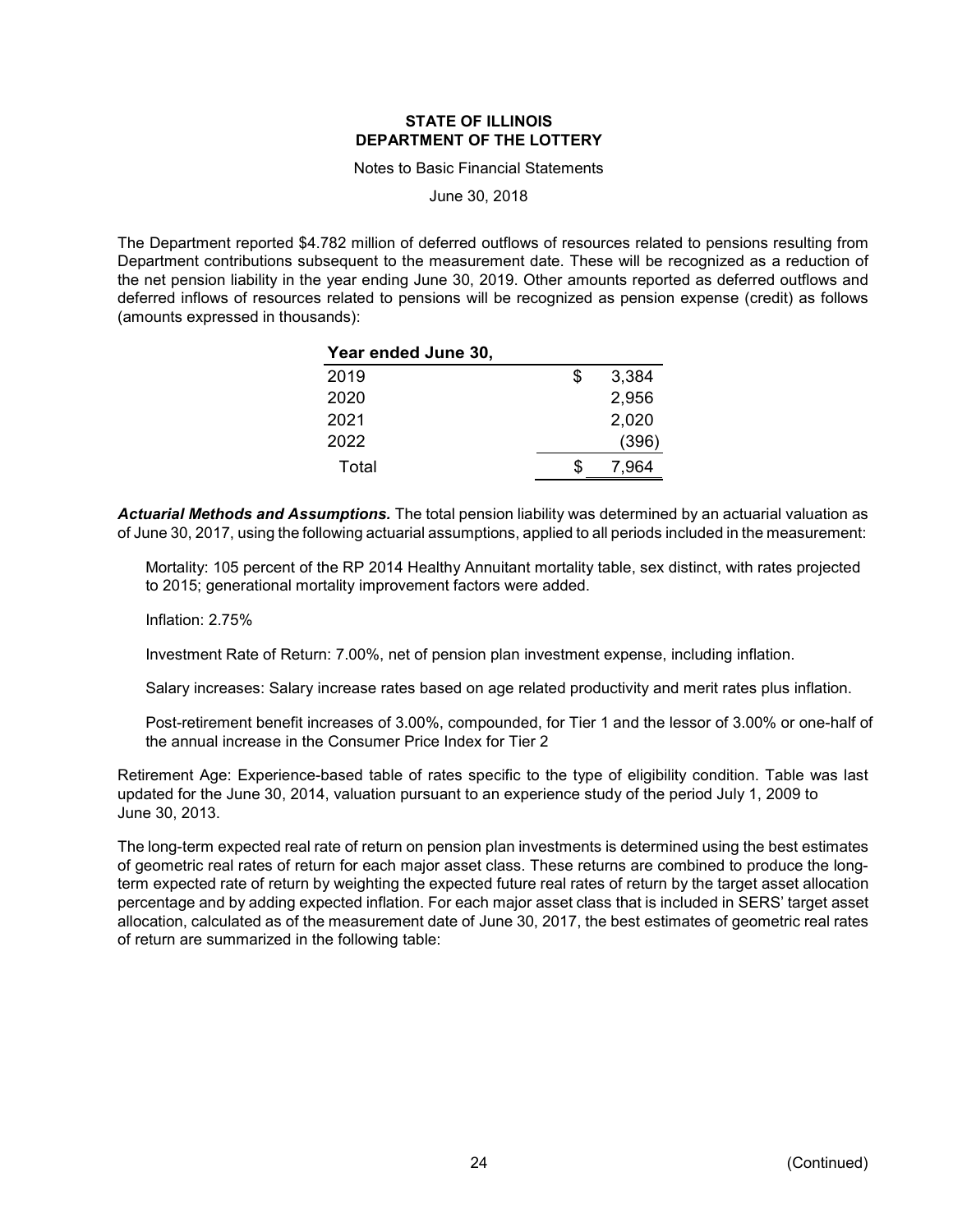**STATE OF ILLINOIS**
**DEPARTMENT OF THE LOTTERY**

Notes to Basic Financial Statements

June 30, 2018

The Department reported $4.782 million of deferred outflows of resources related to pensions resulting from Department contributions subsequent to the measurement date. These will be recognized as a reduction of the net pension liability in the year ending June 30, 2019. Other amounts reported as deferred outflows and deferred inflows of resources related to pensions will be recognized as pension expense (credit) as follows (amounts expressed in thousands):

| Year ended June 30, | |
|---|---|
| 2019 | $ 3,384 |
| 2020 | 2,956 |
| 2021 | 2,020 |
| 2022 | (396) |
| Total | $ 7,964 |

***Actuarial Methods and Assumptions.*** The total pension liability was determined by an actuarial valuation as of June 30, 2017, using the following actuarial assumptions, applied to all periods included in the measurement:

Mortality: 105 percent of the RP 2014 Healthy Annuitant mortality table, sex distinct, with rates projected to 2015; generational mortality improvement factors were added.

Inflation: 2.75%

Investment Rate of Return: 7.00%, net of pension plan investment expense, including inflation.

Salary increases: Salary increase rates based on age related productivity and merit rates plus inflation.

Post-retirement benefit increases of 3.00%, compounded, for Tier 1 and the lessor of 3.00% or one-half of the annual increase in the Consumer Price Index for Tier 2

Retirement Age: Experience-based table of rates specific to the type of eligibility condition. Table was last updated for the June 30, 2014, valuation pursuant to an experience study of the period July 1, 2009 to June 30, 2013.

The long-term expected real rate of return on pension plan investments is determined using the best estimates of geometric real rates of return for each major asset class. These returns are combined to produce the long-term expected rate of return by weighting the expected future real rates of return by the target asset allocation percentage and by adding expected inflation. For each major asset class that is included in SERS' target asset allocation, calculated as of the measurement date of June 30, 2017, the best estimates of geometric real rates of return are summarized in the following table: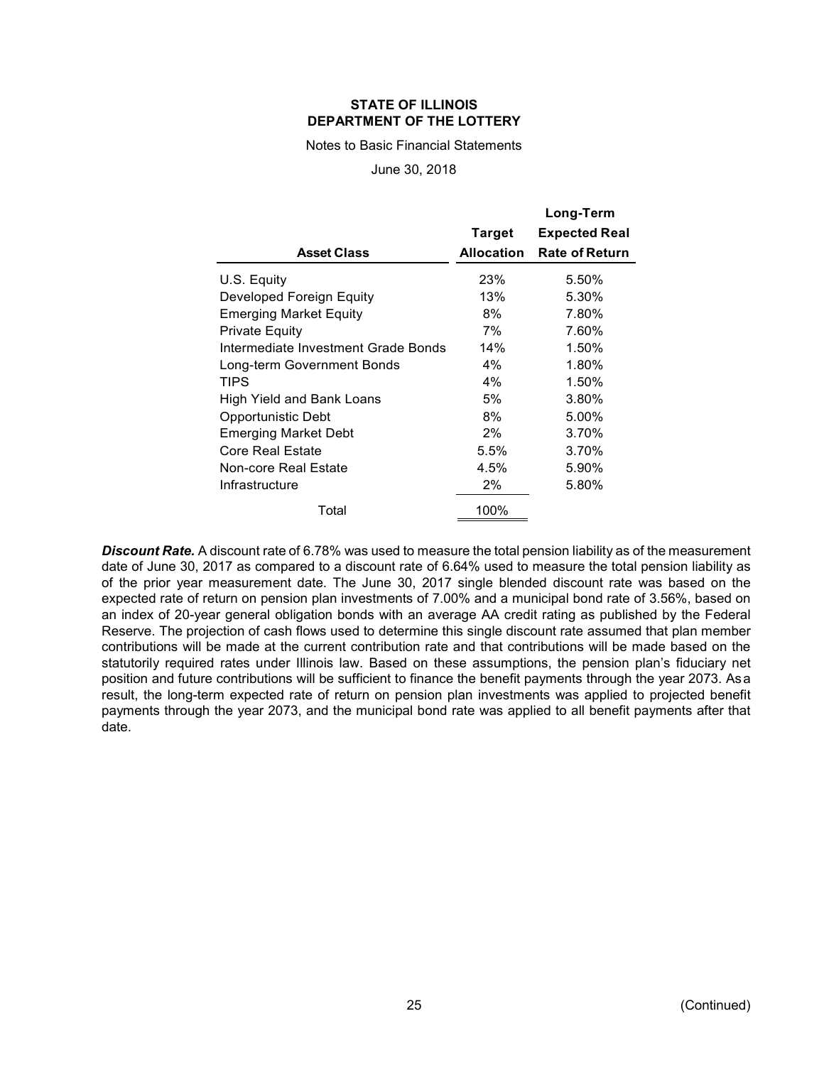| Asset Class | Target Allocation | Long-Term Expected Real Rate of Return |
|---|---|---|
| U.S. Equity | 23% | 5.50% |
| Developed Foreign Equity | 13% | 5.30% |
| Emerging Market Equity | 8% | 7.80% |
| Private Equity | 7% | 7.60% |
| Intermediate Investment Grade Bonds | 14% | 1.50% |
| Long-term Government Bonds | 4% | 1.80% |
| TIPS | 4% | 1.50% |
| High Yield and Bank Loans | 5% | 3.80% |
| Opportunistic Debt | 8% | 5.00% |
| Emerging Market Debt | 2% | 3.70% |
| Core Real Estate | 5.5% | 3.70% |
| Non-core Real Estate | 4.5% | 5.90% |
| Infrastructure | 2% | 5.80% |
| Total | 100% | |

***Discount Rate.*** A discount rate of 6.78% was used to measure the total pension liability as of the measurement date of June 30, 2017 as compared to a discount rate of 6.64% used to measure the total pension liability as of the prior year measurement date. The June 30, 2017 single blended discount rate was based on the expected rate of return on pension plan investments of 7.00% and a municipal bond rate of 3.56%, based on an index of 20-year general obligation bonds with an average AA credit rating as published by the Federal Reserve. The projection of cash flows used to determine this single discount rate assumed that plan member contributions will be made at the current contribution rate and that contributions will be made based on the statutorily required rates under Illinois law. Based on these assumptions, the pension plan's fiduciary net position and future contributions will be sufficient to finance the benefit payments through the year 2073. As a result, the long-term expected rate of return on pension plan investments was applied to projected benefit payments through the year 2073, and the municipal bond rate was applied to all benefit payments after that date.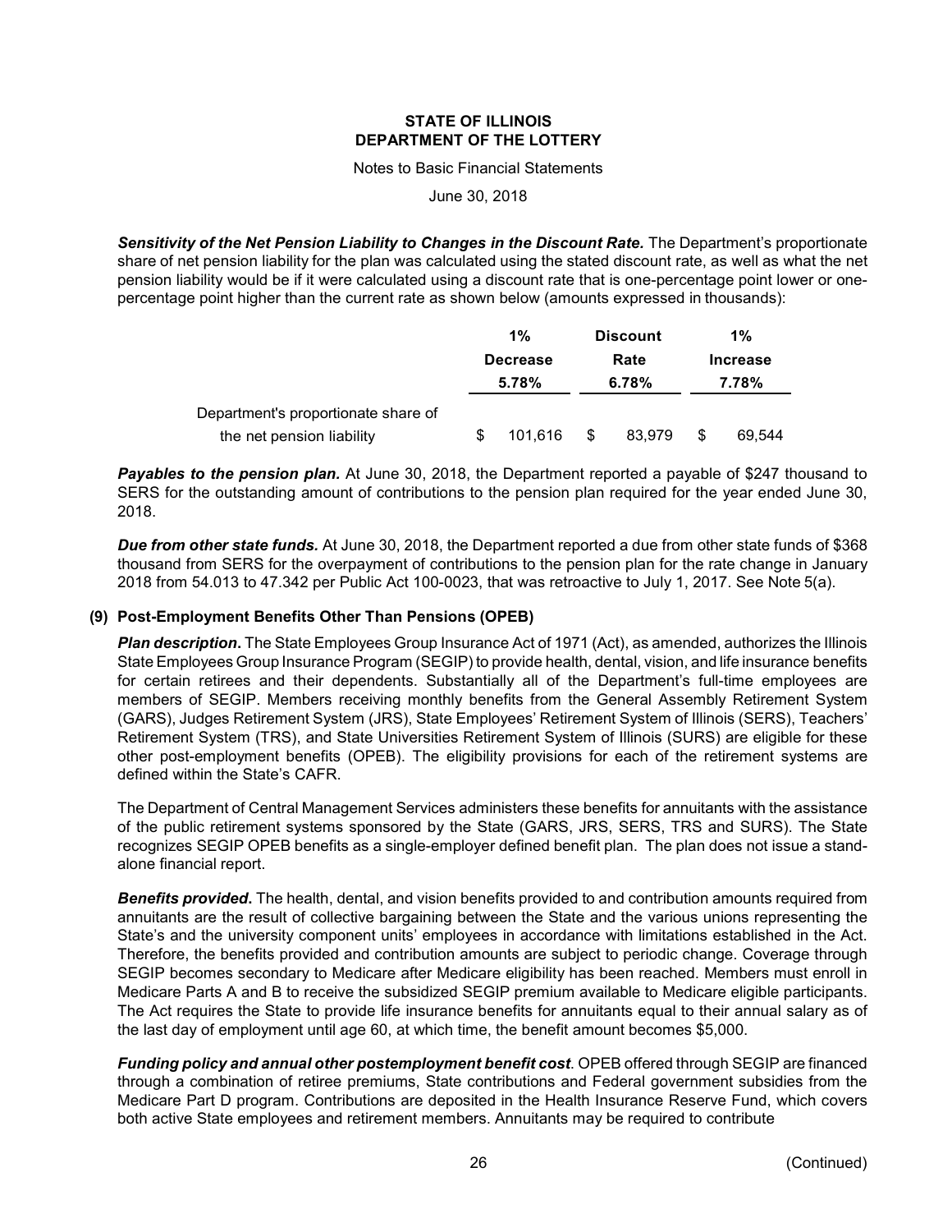**STATE OF ILLINOIS**
**DEPARTMENT OF THE LOTTERY**

Notes to Basic Financial Statements

June 30, 2018

***Sensitivity of the Net Pension Liability to Changes in the Discount Rate.*** The Department's proportionate share of net pension liability for the plan was calculated using the stated discount rate, as well as what the net pension liability would be if it were calculated using a discount rate that is one-percentage point lower or one-percentage point higher than the current rate as shown below (amounts expressed in thousands):

| | 1% Decrease 5.78% | Discount Rate 6.78% | 1% Increase 7.78% |
|---|---|---|---|
| Department's proportionate share of the net pension liability | $ 101,616 | $ 83,979 | $ 69,544 |

***Payables to the pension plan.*** At June 30, 2018, the Department reported a payable of $247 thousand to SERS for the outstanding amount of contributions to the pension plan required for the year ended June 30, 2018.

***Due from other state funds.*** At June 30, 2018, the Department reported a due from other state funds of $368 thousand from SERS for the overpayment of contributions to the pension plan for the rate change in January 2018 from 54.013 to 47.342 per Public Act 100-0023, that was retroactive to July 1, 2017. See Note 5(a).

## (9) Post-Employment Benefits Other Than Pensions (OPEB)

***Plan description*.** The State Employees Group Insurance Act of 1971 (Act), as amended, authorizes the Illinois State Employees Group Insurance Program (SEGIP) to provide health, dental, vision, and life insurance benefits for certain retirees and their dependents. Substantially all of the Department's full-time employees are members of SEGIP. Members receiving monthly benefits from the General Assembly Retirement System (GARS), Judges Retirement System (JRS), State Employees' Retirement System of Illinois (SERS), Teachers' Retirement System (TRS), and State Universities Retirement System of Illinois (SURS) are eligible for these other post-employment benefits (OPEB). The eligibility provisions for each of the retirement systems are defined within the State's CAFR.

The Department of Central Management Services administers these benefits for annuitants with the assistance of the public retirement systems sponsored by the State (GARS, JRS, SERS, TRS and SURS). The State recognizes SEGIP OPEB benefits as a single-employer defined benefit plan. The plan does not issue a stand-alone financial report.

***Benefits provided*.** The health, dental, and vision benefits provided to and contribution amounts required from annuitants are the result of collective bargaining between the State and the various unions representing the State's and the university component units' employees in accordance with limitations established in the Act. Therefore, the benefits provided and contribution amounts are subject to periodic change. Coverage through SEGIP becomes secondary to Medicare after Medicare eligibility has been reached. Members must enroll in Medicare Parts A and B to receive the subsidized SEGIP premium available to Medicare eligible participants. The Act requires the State to provide life insurance benefits for annuitants equal to their annual salary as of the last day of employment until age 60, at which time, the benefit amount becomes $5,000.

***Funding policy and annual other postemployment benefit cost*.** OPEB offered through SEGIP are financed through a combination of retiree premiums, State contributions and Federal government subsidies from the Medicare Part D program. Contributions are deposited in the Health Insurance Reserve Fund, which covers both active State employees and retirement members. Annuitants may be required to contribute

(Continued)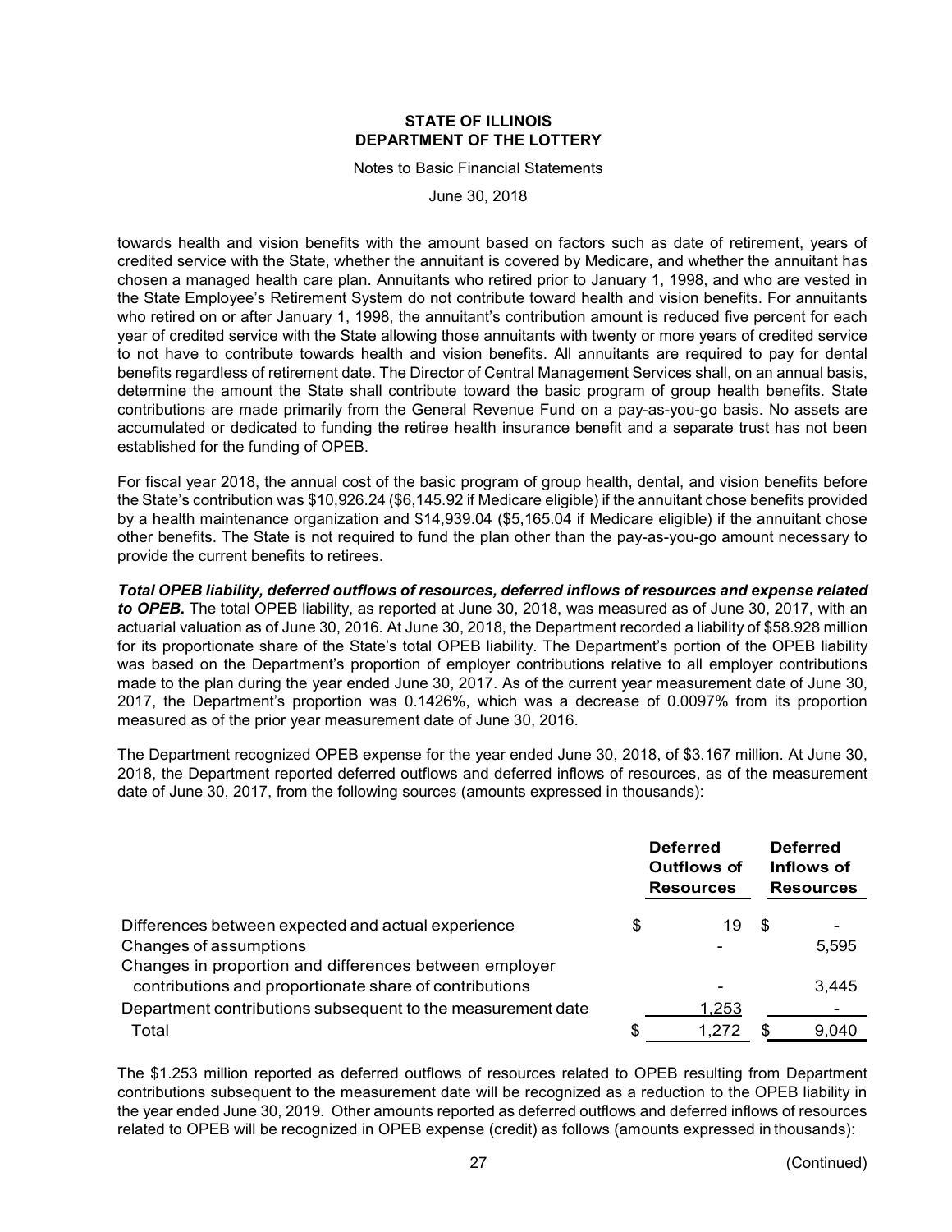towards health and vision benefits with the amount based on factors such as date of retirement, years of credited service with the State, whether the annuitant is covered by Medicare, and whether the annuitant has chosen a managed health care plan. Annuitants who retired prior to January 1, 1998, and who are vested in the State Employee's Retirement System do not contribute toward health and vision benefits. For annuitants who retired on or after January 1, 1998, the annuitant's contribution amount is reduced five percent for each year of credited service with the State allowing those annuitants with twenty or more years of credited service to not have to contribute towards health and vision benefits. All annuitants are required to pay for dental benefits regardless of retirement date. The Director of Central Management Services shall, on an annual basis, determine the amount the State shall contribute toward the basic program of group health benefits. State contributions are made primarily from the General Revenue Fund on a pay-as-you-go basis. No assets are accumulated or dedicated to funding the retiree health insurance benefit and a separate trust has not been established for the funding of OPEB.

For fiscal year 2018, the annual cost of the basic program of group health, dental, and vision benefits before the State's contribution was $10,926.24 ($6,145.92 if Medicare eligible) if the annuitant chose benefits provided by a health maintenance organization and $14,939.04 ($5,165.04 if Medicare eligible) if the annuitant chose other benefits. The State is not required to fund the plan other than the pay-as-you-go amount necessary to provide the current benefits to retirees.

***Total OPEB liability, deferred outflows of resources, deferred inflows of resources and expense related to OPEB*****.** The total OPEB liability, as reported at June 30, 2018, was measured as of June 30, 2017, with an actuarial valuation as of June 30, 2016. At June 30, 2018, the Department recorded a liability of $58.928 million for its proportionate share of the State's total OPEB liability. The Department's portion of the OPEB liability was based on the Department's proportion of employer contributions relative to all employer contributions made to the plan during the year ended June 30, 2017. As of the current year measurement date of June 30, 2017, the Department's proportion was 0.1426%, which was a decrease of 0.0097% from its proportion measured as of the prior year measurement date of June 30, 2016.

The Department recognized OPEB expense for the year ended June 30, 2018, of $3.167 million. At June 30, 2018, the Department reported deferred outflows and deferred inflows of resources, as of the measurement date of June 30, 2017, from the following sources (amounts expressed in thousands):

| | Deferred Outflows of Resources | Deferred Inflows of Resources |
|---|---|---|
| Differences between expected and actual experience | $ 19 | $ - |
| Changes of assumptions | - | 5,595 |
| Changes in proportion and differences between employer contributions and proportionate share of contributions | - | 3,445 |
| Department contributions subsequent to the measurement date | 1,253 | - |
| Total | $ 1,272 | $ 9,040 |

The $1.253 million reported as deferred outflows of resources related to OPEB resulting from Department contributions subsequent to the measurement date will be recognized as a reduction to the OPEB liability in the year ended June 30, 2019. Other amounts reported as deferred outflows and deferred inflows of resources related to OPEB will be recognized in OPEB expense (credit) as follows (amounts expressed in thousands):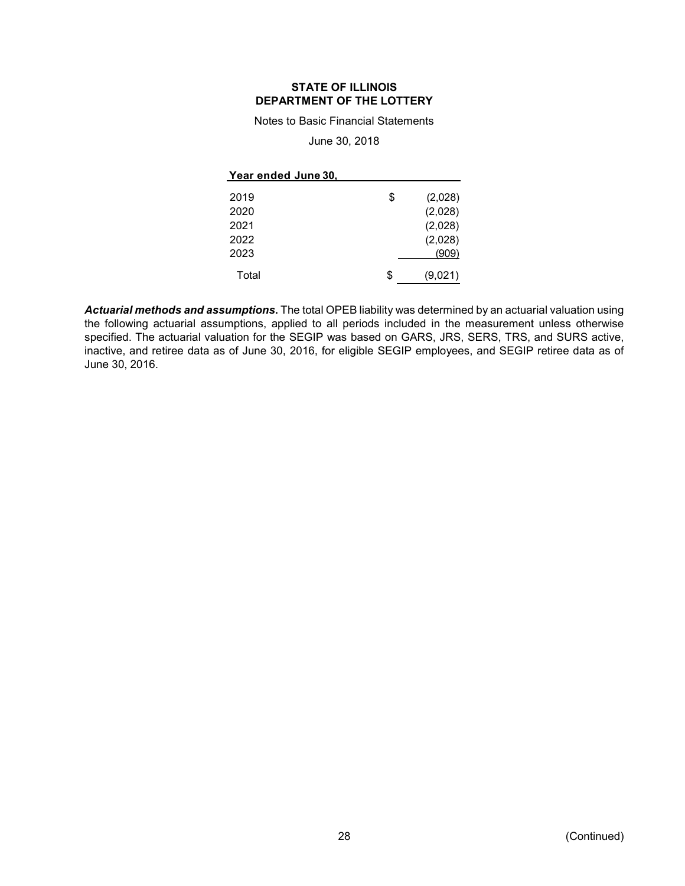**STATE OF ILLINOIS**
**DEPARTMENT OF THE LOTTERY**

Notes to Basic Financial Statements

June 30, 2018

| Year ended June 30, | | |
|---|---|---|
| 2019 | $ | (2,028) |
| 2020 | | (2,028) |
| 2021 | | (2,028) |
| 2022 | | (2,028) |
| 2023 | | (909) |
| Total | $ | (9,021) |

***Actuarial methods and assumptions*.** The total OPEB liability was determined by an actuarial valuation using the following actuarial assumptions, applied to all periods included in the measurement unless otherwise specified. The actuarial valuation for the SEGIP was based on GARS, JRS, SERS, TRS, and SURS active, inactive, and retiree data as of June 30, 2016, for eligible SEGIP employees, and SEGIP retiree data as of June 30, 2016.

(Continued)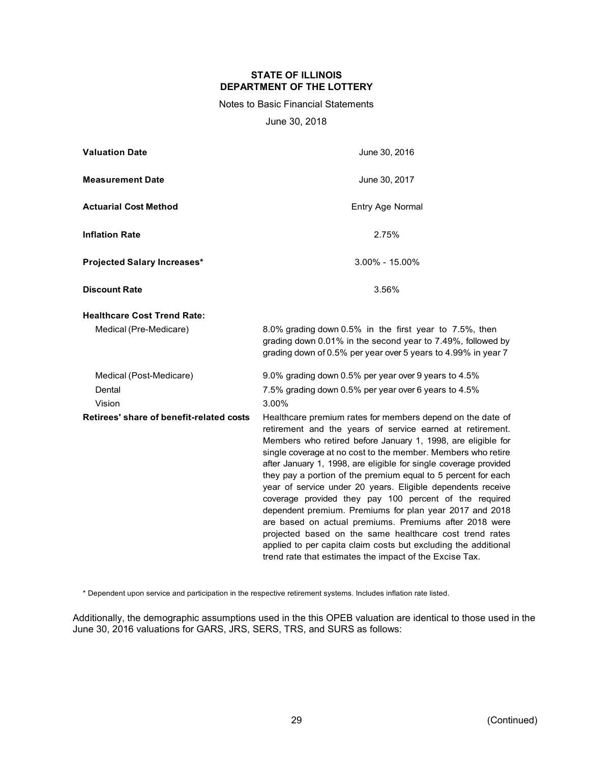| | |
|---|---|
| **Valuation Date** | June 30, 2016 |
| **Measurement Date** | June 30, 2017 |
| **Actuarial Cost Method** | Entry Age Normal |
| **Inflation Rate** | 2.75% |
| **Projected Salary Increases*** | 3.00% - 15.00% |
| **Discount Rate** | 3.56% |
| **Healthcare Cost Trend Rate:** | |
| Medical (Pre-Medicare) | 8.0% grading down 0.5% in the first year to 7.5%, then grading down 0.01% in the second year to 7.49%, followed by grading down of 0.5% per year over 5 years to 4.99% in year 7 |
| Medical (Post-Medicare) | 9.0% grading down 0.5% per year over 9 years to 4.5% |
| Dental | 7.5% grading down 0.5% per year over 6 years to 4.5% |
| Vision | 3.00% |
| **Retirees' share of benefit-related costs** | Healthcare premium rates for members depend on the date of retirement and the years of service earned at retirement. Members who retired before January 1, 1998, are eligible for single coverage at no cost to the member. Members who retire after January 1, 1998, are eligible for single coverage provided they pay a portion of the premium equal to 5 percent for each year of service under 20 years. Eligible dependents receive coverage provided they pay 100 percent of the required dependent premium. Premiums for plan year 2017 and 2018 are based on actual premiums. Premiums after 2018 were projected based on the same healthcare cost trend rates applied to per capita claim costs but excluding the additional trend rate that estimates the impact of the Excise Tax. |

* Dependent upon service and participation in the respective retirement systems. Includes inflation rate listed.

Additionally, the demographic assumptions used in the this OPEB valuation are identical to those used in the June 30, 2016 valuations for GARS, JRS, SERS, TRS, and SURS as follows: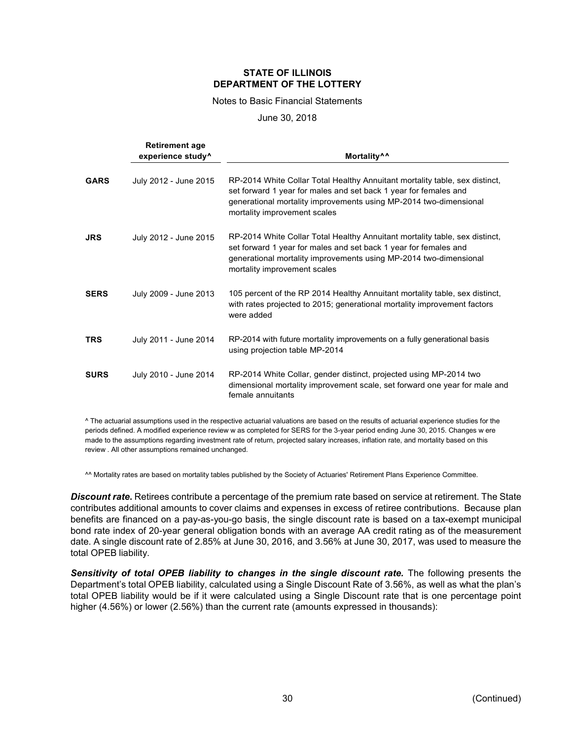**STATE OF ILLINOIS**
**DEPARTMENT OF THE LOTTERY**

Notes to Basic Financial Statements

June 30, 2018

| | Retirement age experience study^ | Mortality^^ |
|---|---|---|
| **GARS** | July 2012 - June 2015 | RP-2014 White Collar Total Healthy Annuitant mortality table, sex distinct, set forward 1 year for males and set back 1 year for females and generational mortality improvements using MP-2014 two-dimensional mortality improvement scales |
| **JRS** | July 2012 - June 2015 | RP-2014 White Collar Total Healthy Annuitant mortality table, sex distinct, set forward 1 year for males and set back 1 year for females and generational mortality improvements using MP-2014 two-dimensional mortality improvement scales |
| **SERS** | July 2009 - June 2013 | 105 percent of the RP 2014 Healthy Annuitant mortality table, sex distinct, with rates projected to 2015; generational mortality improvement factors were added |
| **TRS** | July 2011 - June 2014 | RP-2014 with future mortality improvements on a fully generational basis using projection table MP-2014 |
| **SURS** | July 2010 - June 2014 | RP-2014 White Collar, gender distinct, projected using MP-2014 two dimensional mortality improvement scale, set forward one year for male and female annuitants |

^ The actuarial assumptions used in the respective actuarial valuations are based on the results of actuarial experience studies for the periods defined. A modified experience review w as completed for SERS for the 3-year period ending June 30, 2015. Changes w ere made to the assumptions regarding investment rate of return, projected salary increases, inflation rate, and mortality based on this review . All other assumptions remained unchanged.

^^ Mortality rates are based on mortality tables published by the Society of Actuaries' Retirement Plans Experience Committee.

***Discount rate.*** Retirees contribute a percentage of the premium rate based on service at retirement. The State contributes additional amounts to cover claims and expenses in excess of retiree contributions. Because plan benefits are financed on a pay-as-you-go basis, the single discount rate is based on a tax-exempt municipal bond rate index of 20-year general obligation bonds with an average AA credit rating as of the measurement date. A single discount rate of 2.85% at June 30, 2016, and 3.56% at June 30, 2017, was used to measure the total OPEB liability.

***Sensitivity of total OPEB liability to changes in the single discount rate.*** The following presents the Department's total OPEB liability, calculated using a Single Discount Rate of 3.56%, as well as what the plan's total OPEB liability would be if it were calculated using a Single Discount rate that is one percentage point higher (4.56%) or lower (2.56%) than the current rate (amounts expressed in thousands):

(Continued)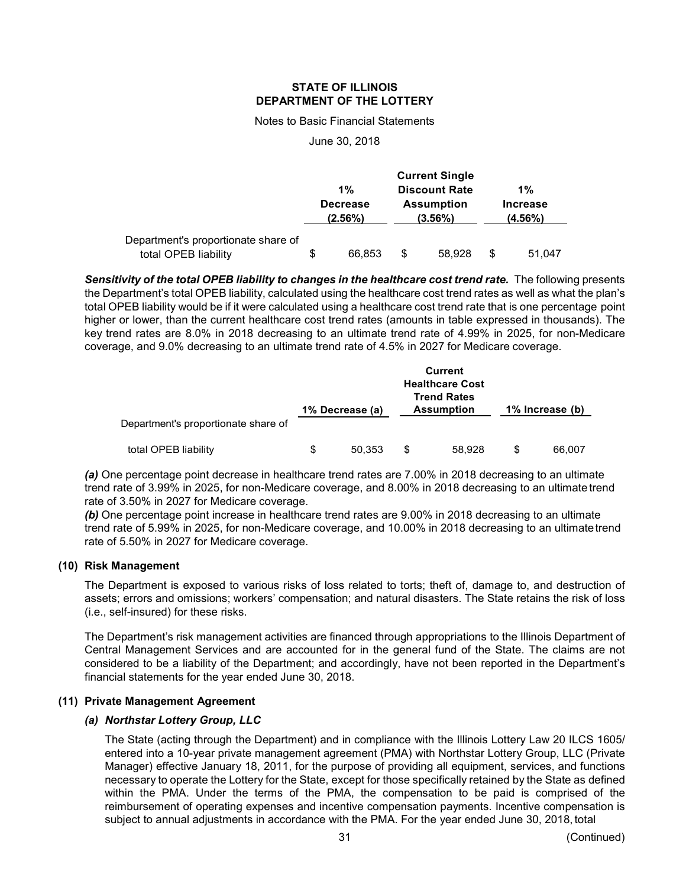**STATE OF ILLINOIS**
**DEPARTMENT OF THE LOTTERY**

Notes to Basic Financial Statements

June 30, 2018

| | 1% Decrease (2.56%) | Current Single Discount Rate Assumption (3.56%) | 1% Increase (4.56%) |
|---|---|---|---|
| Department's proportionate share of total OPEB liability | $ 66,853 | $ 58,928 | $ 51,047 |

***Sensitivity of the total OPEB liability to changes in the healthcare cost trend rate.*** The following presents the Department's total OPEB liability, calculated using the healthcare cost trend rates as well as what the plan's total OPEB liability would be if it were calculated using a healthcare cost trend rate that is one percentage point higher or lower, than the current healthcare cost trend rates (amounts in table expressed in thousands). The key trend rates are 8.0% in 2018 decreasing to an ultimate trend rate of 4.99% in 2025, for non-Medicare coverage, and 9.0% decreasing to an ultimate trend rate of 4.5% in 2027 for Medicare coverage.

| | 1% Decrease (a) | Current Healthcare Cost Trend Rates Assumption | 1% Increase (b) |
|---|---|---|---|
| Department's proportionate share of total OPEB liability | $ 50,353 | $ 58,928 | $ 66,007 |

***(a)*** One percentage point decrease in healthcare trend rates are 7.00% in 2018 decreasing to an ultimate trend rate of 3.99% in 2025, for non-Medicare coverage, and 8.00% in 2018 decreasing to an ultimate trend rate of 3.50% in 2027 for Medicare coverage.
***(b)*** One percentage point increase in healthcare trend rates are 9.00% in 2018 decreasing to an ultimate trend rate of 5.99% in 2025, for non-Medicare coverage, and 10.00% in 2018 decreasing to an ultimate trend rate of 5.50% in 2027 for Medicare coverage.

### (10) Risk Management

The Department is exposed to various risks of loss related to torts; theft of, damage to, and destruction of assets; errors and omissions; workers' compensation; and natural disasters. The State retains the risk of loss (i.e., self-insured) for these risks.

The Department's risk management activities are financed through appropriations to the Illinois Department of Central Management Services and are accounted for in the general fund of the State. The claims are not considered to be a liability of the Department; and accordingly, have not been reported in the Department's financial statements for the year ended June 30, 2018.

### (11) Private Management Agreement

#### *(a) Northstar Lottery Group, LLC*

The State (acting through the Department) and in compliance with the Illinois Lottery Law 20 ILCS 1605/ entered into a 10-year private management agreement (PMA) with Northstar Lottery Group, LLC (Private Manager) effective January 18, 2011, for the purpose of providing all equipment, services, and functions necessary to operate the Lottery for the State, except for those specifically retained by the State as defined within the PMA. Under the terms of the PMA, the compensation to be paid is comprised of the reimbursement of operating expenses and incentive compensation payments. Incentive compensation is subject to annual adjustments in accordance with the PMA. For the year ended June 30, 2018, total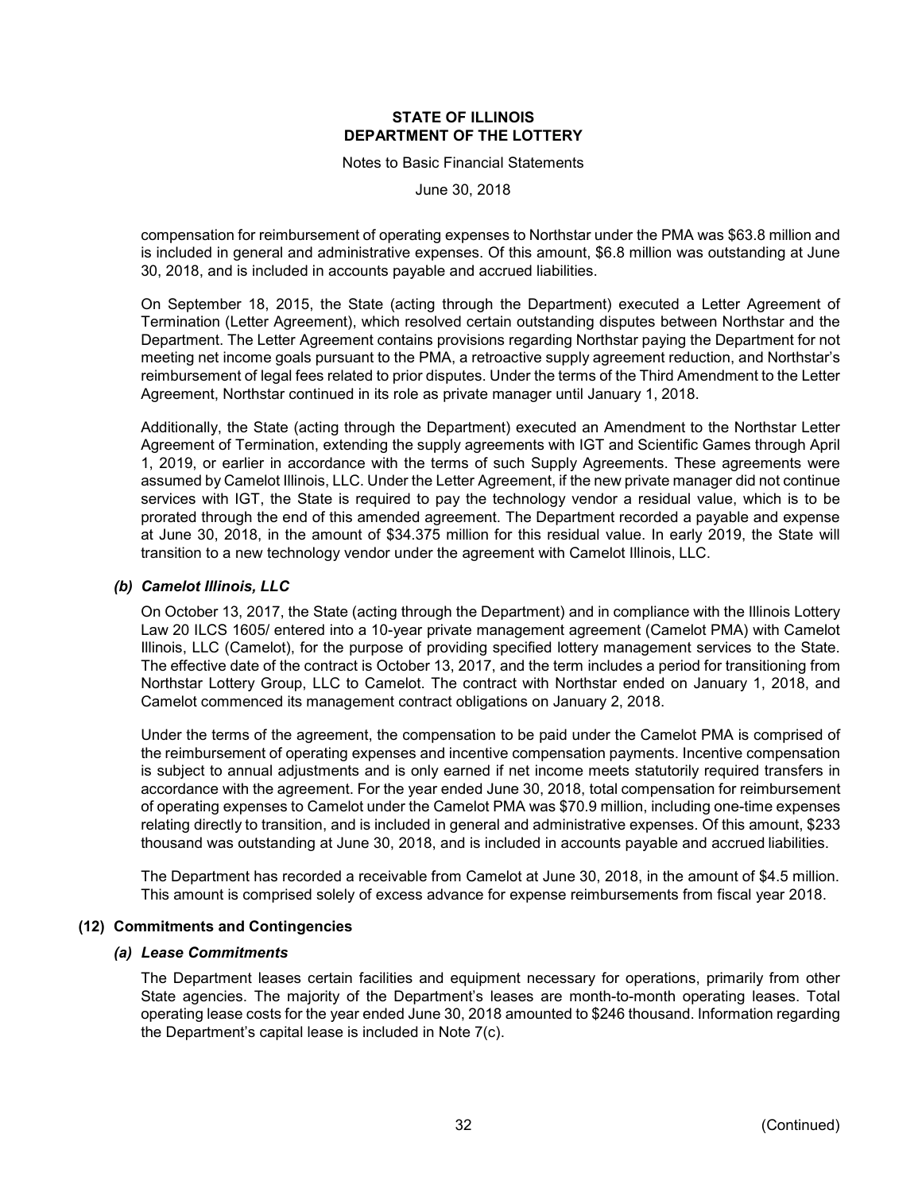compensation for reimbursement of operating expenses to Northstar under the PMA was $63.8 million and is included in general and administrative expenses. Of this amount, $6.8 million was outstanding at June 30, 2018, and is included in accounts payable and accrued liabilities.

On September 18, 2015, the State (acting through the Department) executed a Letter Agreement of Termination (Letter Agreement), which resolved certain outstanding disputes between Northstar and the Department. The Letter Agreement contains provisions regarding Northstar paying the Department for not meeting net income goals pursuant to the PMA, a retroactive supply agreement reduction, and Northstar's reimbursement of legal fees related to prior disputes. Under the terms of the Third Amendment to the Letter Agreement, Northstar continued in its role as private manager until January 1, 2018.

Additionally, the State (acting through the Department) executed an Amendment to the Northstar Letter Agreement of Termination, extending the supply agreements with IGT and Scientific Games through April 1, 2019, or earlier in accordance with the terms of such Supply Agreements. These agreements were assumed by Camelot Illinois, LLC. Under the Letter Agreement, if the new private manager did not continue services with IGT, the State is required to pay the technology vendor a residual value, which is to be prorated through the end of this amended agreement. The Department recorded a payable and expense at June 30, 2018, in the amount of $34.375 million for this residual value. In early 2019, the State will transition to a new technology vendor under the agreement with Camelot Illinois, LLC.

### *(b) Camelot Illinois, LLC*

On October 13, 2017, the State (acting through the Department) and in compliance with the Illinois Lottery Law 20 ILCS 1605/ entered into a 10-year private management agreement (Camelot PMA) with Camelot Illinois, LLC (Camelot), for the purpose of providing specified lottery management services to the State. The effective date of the contract is October 13, 2017, and the term includes a period for transitioning from Northstar Lottery Group, LLC to Camelot. The contract with Northstar ended on January 1, 2018, and Camelot commenced its management contract obligations on January 2, 2018.

Under the terms of the agreement, the compensation to be paid under the Camelot PMA is comprised of the reimbursement of operating expenses and incentive compensation payments. Incentive compensation is subject to annual adjustments and is only earned if net income meets statutorily required transfers in accordance with the agreement. For the year ended June 30, 2018, total compensation for reimbursement of operating expenses to Camelot under the Camelot PMA was $70.9 million, including one-time expenses relating directly to transition, and is included in general and administrative expenses. Of this amount, $233 thousand was outstanding at June 30, 2018, and is included in accounts payable and accrued liabilities.

The Department has recorded a receivable from Camelot at June 30, 2018, in the amount of $4.5 million. This amount is comprised solely of excess advance for expense reimbursements from fiscal year 2018.

## (12) Commitments and Contingencies

### *(a) Lease Commitments*

The Department leases certain facilities and equipment necessary for operations, primarily from other State agencies. The majority of the Department's leases are month-to-month operating leases. Total operating lease costs for the year ended June 30, 2018 amounted to $246 thousand. Information regarding the Department's capital lease is included in Note 7(c).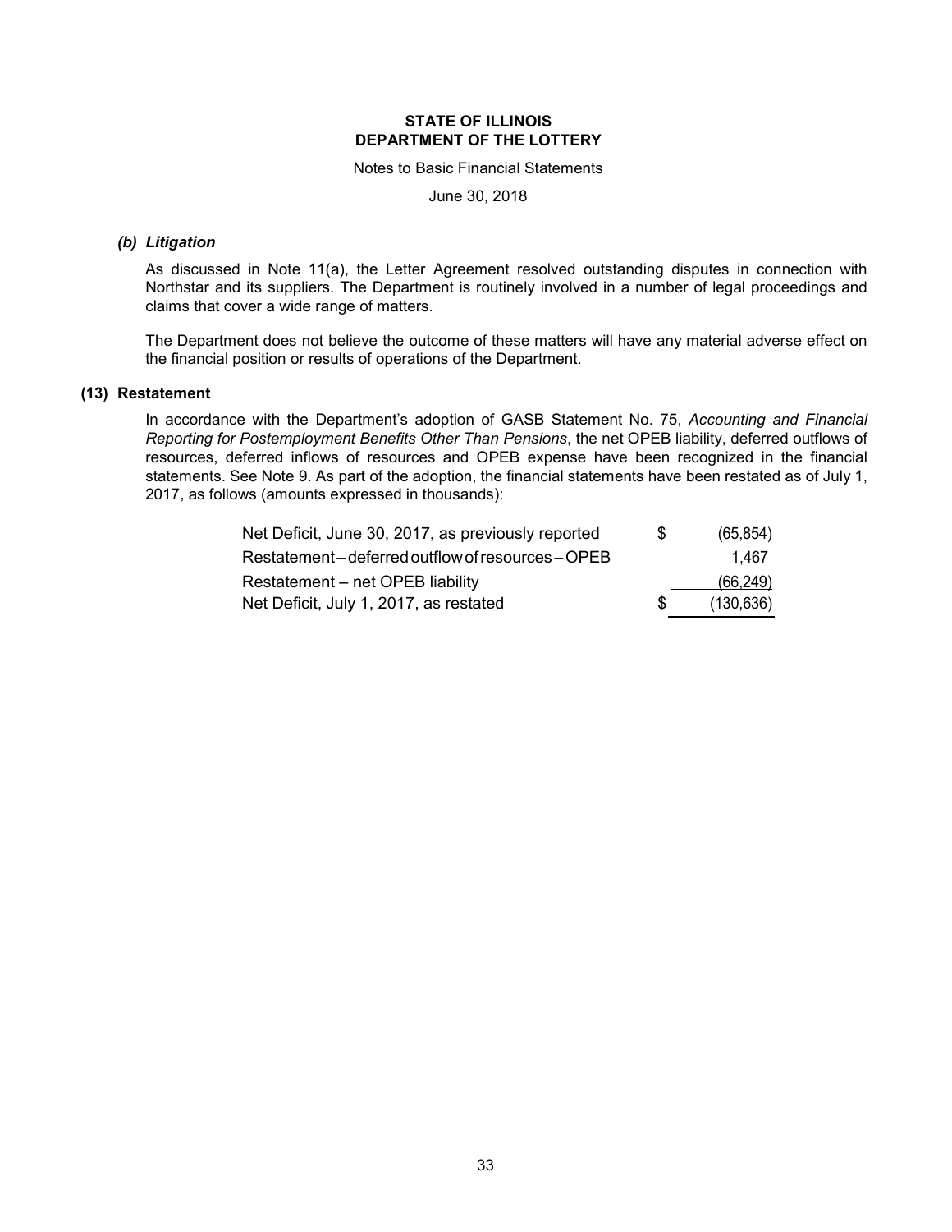**STATE OF ILLINOIS**
**DEPARTMENT OF THE LOTTERY**

Notes to Basic Financial Statements

June 30, 2018

### *(b) Litigation*

As discussed in Note 11(a), the Letter Agreement resolved outstanding disputes in connection with Northstar and its suppliers. The Department is routinely involved in a number of legal proceedings and claims that cover a wide range of matters.

The Department does not believe the outcome of these matters will have any material adverse effect on the financial position or results of operations of the Department.

## (13) Restatement

In accordance with the Department's adoption of GASB Statement No. 75, *Accounting and Financial Reporting for Postemployment Benefits Other Than Pensions*, the net OPEB liability, deferred outflows of resources, deferred inflows of resources and OPEB expense have been recognized in the financial statements. See Note 9. As part of the adoption, the financial statements have been restated as of July 1, 2017, as follows (amounts expressed in thousands):

| | | |
|---|---|---|
| Net Deficit, June 30, 2017, as previously reported | $ | (65,854) |
| Restatement – deferred outflow of resources – OPEB | | 1,467 |
| Restatement – net OPEB liability | | (66,249) |
| Net Deficit, July 1, 2017, as restated | $ | (130,636) |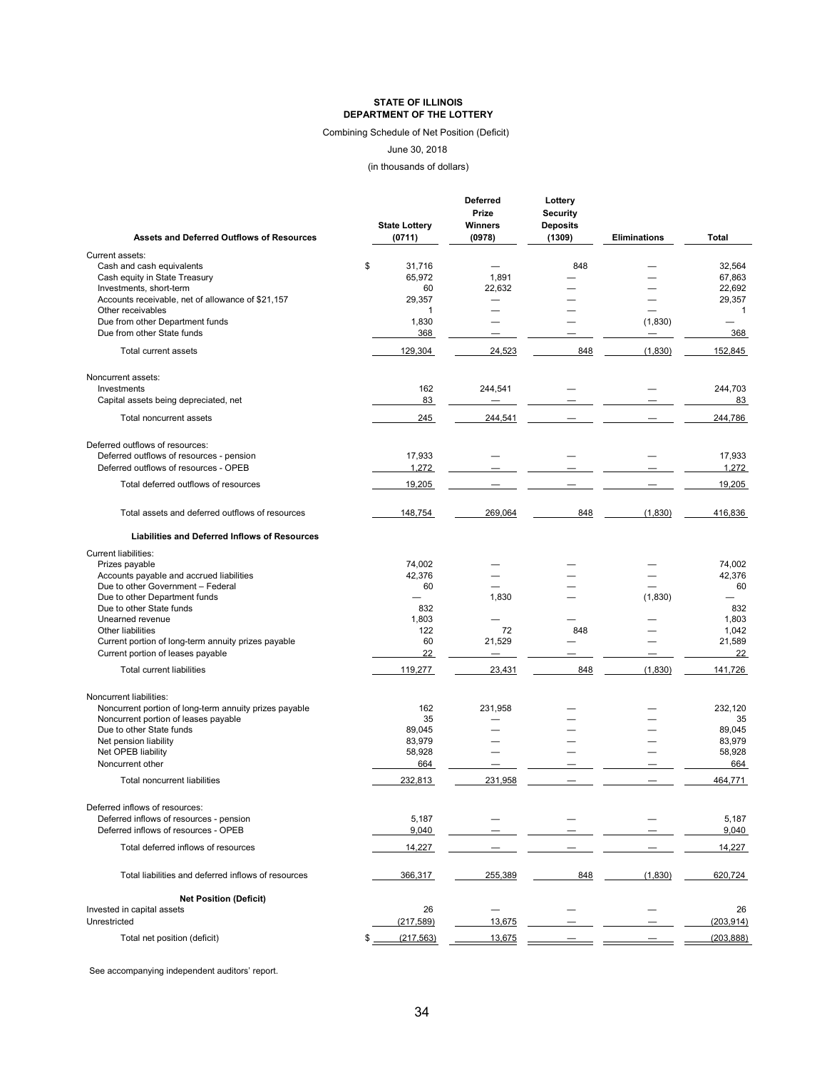**STATE OF ILLINOIS**
**DEPARTMENT OF THE LOTTERY**

Combining Schedule of Net Position (Deficit)

June 30, 2018

(in thousands of dollars)

| Assets and Deferred Outflows of Resources | State Lottery (0711) | Deferred Prize Winners (0978) | Lottery Security Deposits (1309) | Eliminations | Total |
|---|---|---|---|---|---|
| Current assets: | | | | | |
| Cash and cash equivalents | $ 31,716 | — | 848 | — | 32,564 |
| Cash equity in State Treasury | 65,972 | 1,891 | — | — | 67,863 |
| Investments, short-term | 60 | 22,632 | — | — | 22,692 |
| Accounts receivable, net of allowance of $21,157 | 29,357 | — | — | — | 29,357 |
| Other receivables | 1 | — | — | — | 1 |
| Due from other Department funds | 1,830 | — | — | (1,830) | — |
| Due from other State funds | 368 | — | — | — | 368 |
| Total current assets | 129,304 | 24,523 | 848 | (1,830) | 152,845 |
| Noncurrent assets: | | | | | |
| Investments | 162 | 244,541 | — | — | 244,703 |
| Capital assets being depreciated, net | 83 | — | — | — | 83 |
| Total noncurrent assets | 245 | 244,541 | — | — | 244,786 |
| Deferred outflows of resources: | | | | | |
| Deferred outflows of resources - pension | 17,933 | — | — | — | 17,933 |
| Deferred outflows of resources - OPEB | 1,272 | — | — | — | 1,272 |
| Total deferred outflows of resources | 19,205 | — | — | — | 19,205 |
| Total assets and deferred outflows of resources | 148,754 | 269,064 | 848 | (1,830) | 416,836 |
| **Liabilities and Deferred Inflows of Resources** | | | | | |
| Current liabilities: | | | | | |
| Prizes payable | 74,002 | — | — | — | 74,002 |
| Accounts payable and accrued liabilities | 42,376 | — | — | — | 42,376 |
| Due to other Government – Federal | 60 | — | — | — | 60 |
| Due to other Department funds | — | 1,830 | — | (1,830) | — |
| Due to other State funds | 832 | | | | 832 |
| Unearned revenue | 1,803 | — | — | — | 1,803 |
| Other liabilities | 122 | 72 | 848 | — | 1,042 |
| Current portion of long-term annuity prizes payable | 60 | 21,529 | — | — | 21,589 |
| Current portion of leases payable | 22 | — | — | — | 22 |
| Total current liabilities | 119,277 | 23,431 | 848 | (1,830) | 141,726 |
| Noncurrent liabilities: | | | | | |
| Noncurrent portion of long-term annuity prizes payable | 162 | 231,958 | — | — | 232,120 |
| Noncurrent portion of leases payable | 35 | — | — | — | 35 |
| Due to other State funds | 89,045 | — | — | — | 89,045 |
| Net pension liability | 83,979 | — | — | — | 83,979 |
| Net OPEB liability | 58,928 | — | — | — | 58,928 |
| Noncurrent other | 664 | — | — | — | 664 |
| Total noncurrent liabilities | 232,813 | 231,958 | — | — | 464,771 |
| Deferred inflows of resources: | | | | | |
| Deferred inflows of resources - pension | 5,187 | — | — | — | 5,187 |
| Deferred inflows of resources - OPEB | 9,040 | — | — | — | 9,040 |
| Total deferred inflows of resources | 14,227 | — | — | — | 14,227 |
| Total liabilities and deferred inflows of resources | 366,317 | 255,389 | 848 | (1,830) | 620,724 |
| **Net Position (Deficit)** | | | | | |
| Invested in capital assets | 26 | — | — | — | 26 |
| Unrestricted | (217,589) | 13,675 | — | — | (203,914) |
| Total net position (deficit) | $ (217,563) | 13,675 | — | — | (203,888) |

See accompanying independent auditors' report.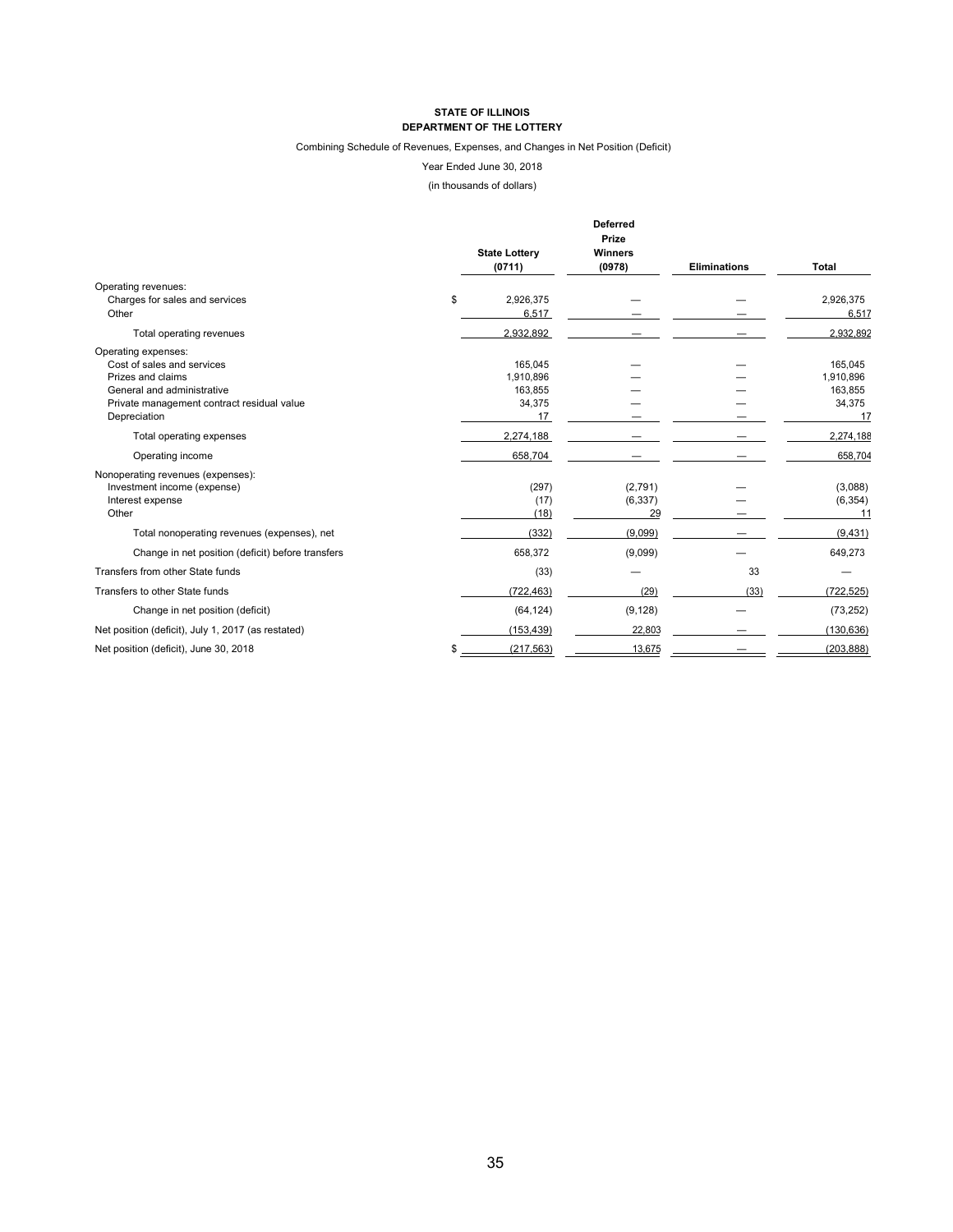**STATE OF ILLINOIS**
**DEPARTMENT OF THE LOTTERY**

Combining Schedule of Revenues, Expenses, and Changes in Net Position (Deficit)

Year Ended June 30, 2018

(in thousands of dollars)

| | State Lottery (0711) | Deferred Prize Winners (0978) | Eliminations | Total |
|---|---|---|---|---|
| Operating revenues: | | | | |
| Charges for sales and services | $ 2,926,375 | — | — | 2,926,375 |
| Other | 6,517 | — | — | 6,517 |
| Total operating revenues | 2,932,892 | — | — | 2,932,892 |
| Operating expenses: | | | | |
| Cost of sales and services | 165,045 | — | — | 165,045 |
| Prizes and claims | 1,910,896 | — | — | 1,910,896 |
| General and administrative | 163,855 | — | — | 163,855 |
| Private management contract residual value | 34,375 | — | — | 34,375 |
| Depreciation | 17 | — | — | 17 |
| Total operating expenses | 2,274,188 | — | — | 2,274,188 |
| Operating income | 658,704 | — | — | 658,704 |
| Nonoperating revenues (expenses): | | | | |
| Investment income (expense) | (297) | (2,791) | — | (3,088) |
| Interest expense | (17) | (6,337) | — | (6,354) |
| Other | (18) | 29 | — | 11 |
| Total nonoperating revenues (expenses), net | (332) | (9,099) | — | (9,431) |
| Change in net position (deficit) before transfers | 658,372 | (9,099) | — | 649,273 |
| Transfers from other State funds | (33) | — | 33 | — |
| Transfers to other State funds | (722,463) | (29) | (33) | (722,525) |
| Change in net position (deficit) | (64,124) | (9,128) | — | (73,252) |
| Net position (deficit), July 1, 2017 (as restated) | (153,439) | 22,803 | — | (130,636) |
| Net position (deficit), June 30, 2018 | $ (217,563) | 13,675 | — | (203,888) |